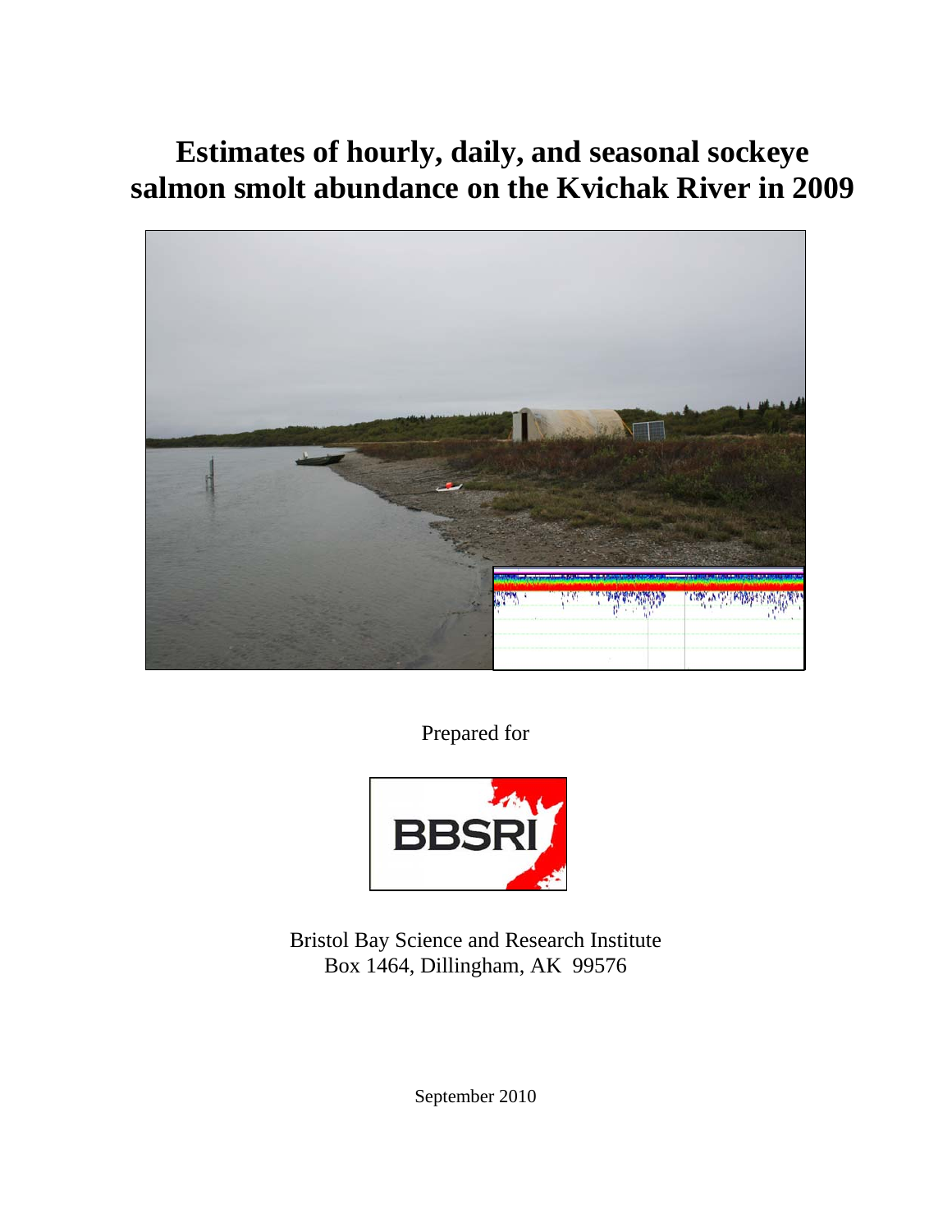# Estimates of hourly, daily, and seasonal sockeye salmon smolt abundance on the Kvichak River in 2009

Prepared for

BBSRI

Bristol Bay Science and Research Institute
Box 1464, Dillingham, AK 99576

September 2010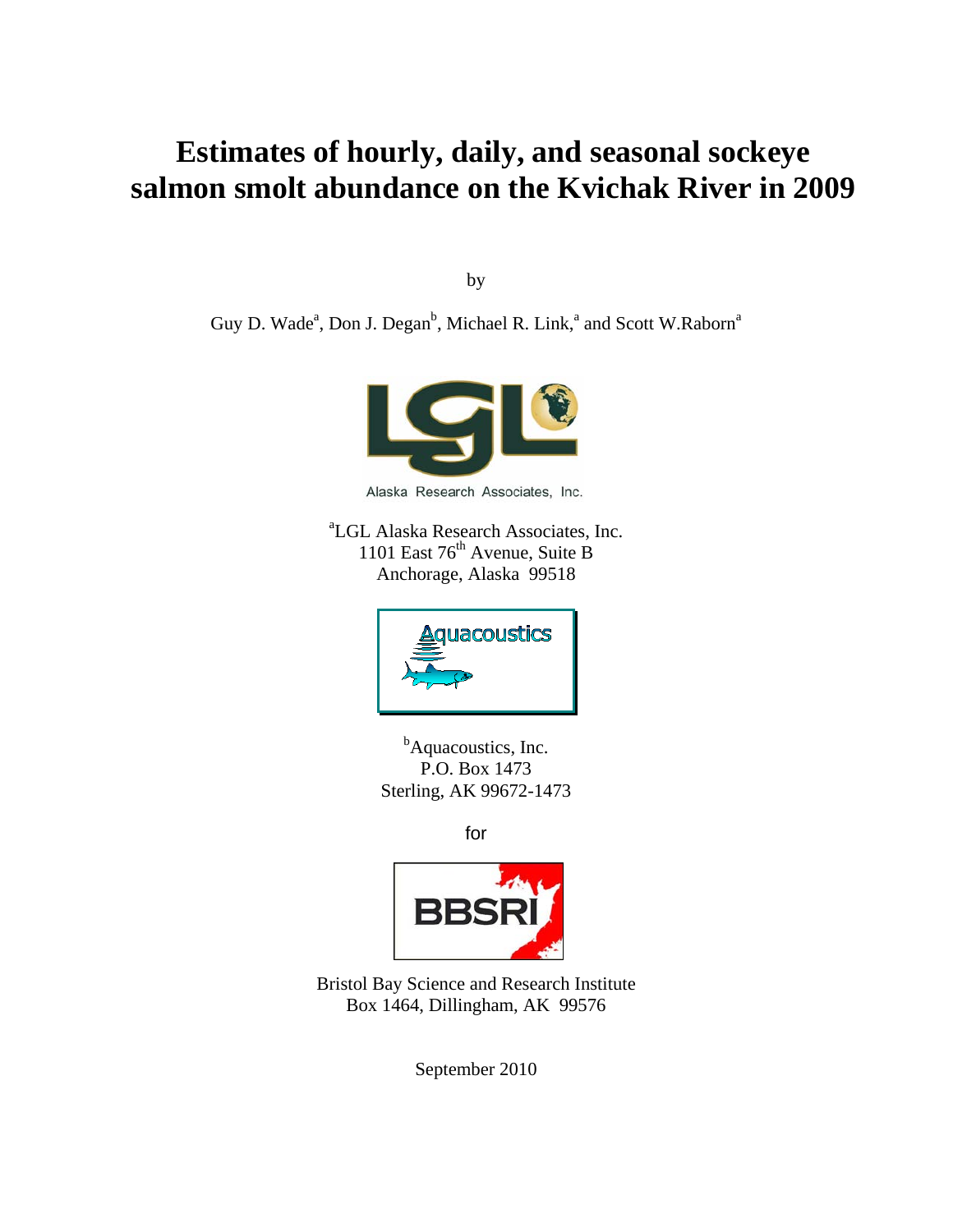# Estimates of hourly, daily, and seasonal sockeye salmon smolt abundance on the Kvichak River in 2009

by

Guy D. Wade[a], Don J. Degan[b], Michael R. Link,[a] and Scott W.Raborn[a]

Alaska Research Associates, Inc.

[a]LGL Alaska Research Associates, Inc.
1101 East 76th Avenue, Suite B
Anchorage, Alaska 99518

[b]Aquacoustics, Inc.
P.O. Box 1473
Sterling, AK 99672-1473

for

Bristol Bay Science and Research Institute
Box 1464, Dillingham, AK 99576

September 2010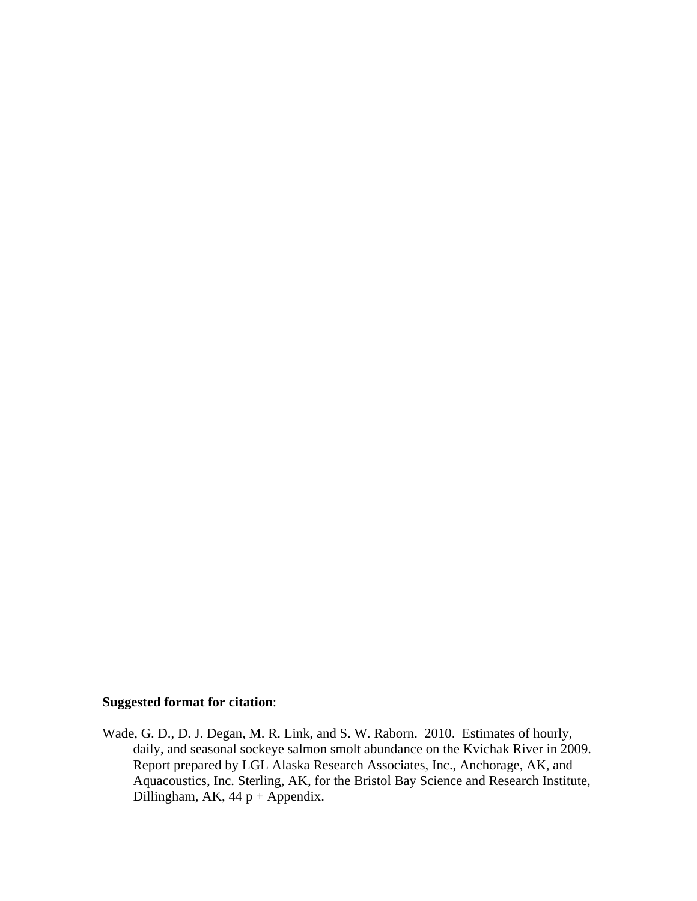**Suggested format for citation**:

Wade, G. D., D. J. Degan, M. R. Link, and S. W. Raborn. 2010. Estimates of hourly, daily, and seasonal sockeye salmon smolt abundance on the Kvichak River in 2009. Report prepared by LGL Alaska Research Associates, Inc., Anchorage, AK, and Aquacoustics, Inc. Sterling, AK, for the Bristol Bay Science and Research Institute, Dillingham, AK, 44 p + Appendix.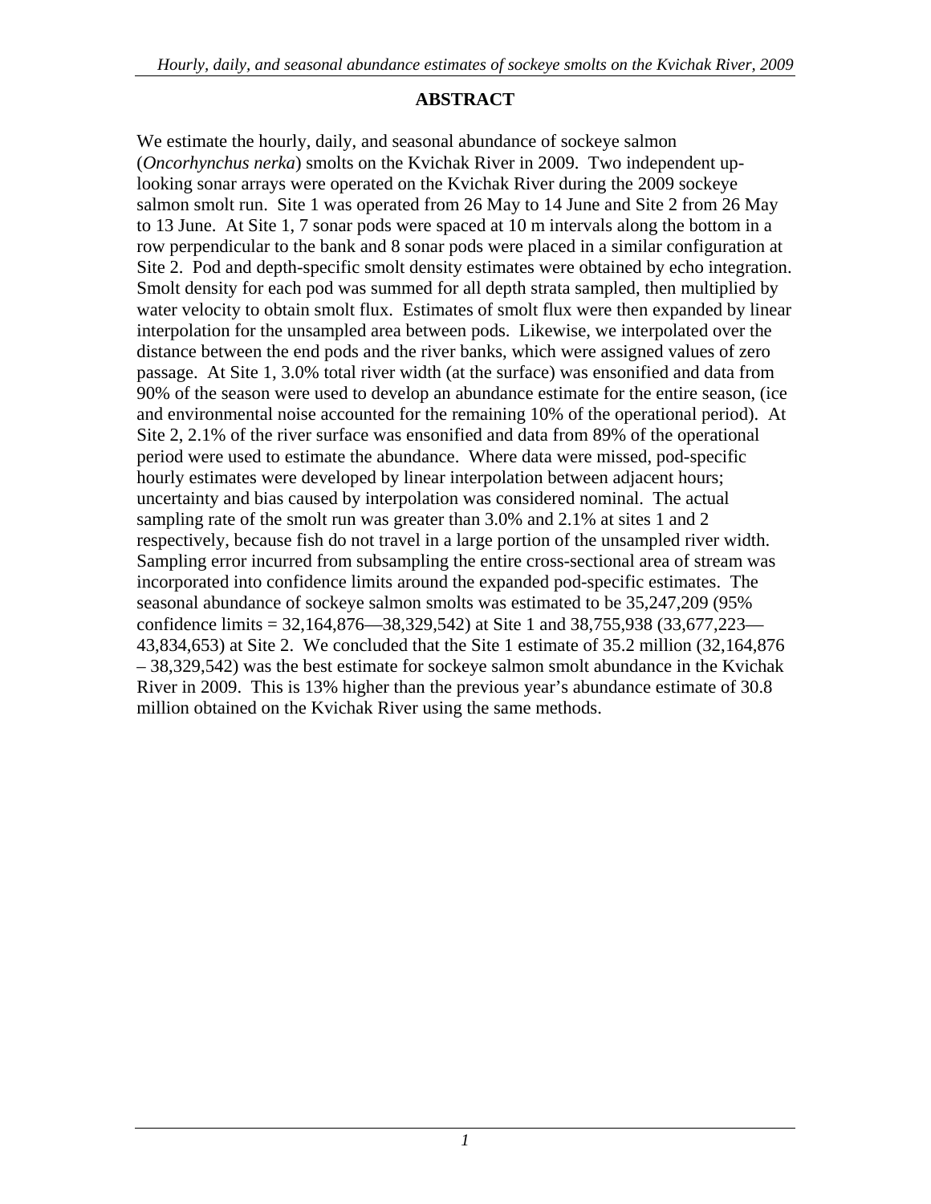## ABSTRACT

We estimate the hourly, daily, and seasonal abundance of sockeye salmon (*Oncorhynchus nerka*) smolts on the Kvichak River in 2009. Two independent up-looking sonar arrays were operated on the Kvichak River during the 2009 sockeye salmon smolt run. Site 1 was operated from 26 May to 14 June and Site 2 from 26 May to 13 June. At Site 1, 7 sonar pods were spaced at 10 m intervals along the bottom in a row perpendicular to the bank and 8 sonar pods were placed in a similar configuration at Site 2. Pod and depth-specific smolt density estimates were obtained by echo integration. Smolt density for each pod was summed for all depth strata sampled, then multiplied by water velocity to obtain smolt flux. Estimates of smolt flux were then expanded by linear interpolation for the unsampled area between pods. Likewise, we interpolated over the distance between the end pods and the river banks, which were assigned values of zero passage. At Site 1, 3.0% total river width (at the surface) was ensonified and data from 90% of the season were used to develop an abundance estimate for the entire season, (ice and environmental noise accounted for the remaining 10% of the operational period). At Site 2, 2.1% of the river surface was ensonified and data from 89% of the operational period were used to estimate the abundance. Where data were missed, pod-specific hourly estimates were developed by linear interpolation between adjacent hours; uncertainty and bias caused by interpolation was considered nominal. The actual sampling rate of the smolt run was greater than 3.0% and 2.1% at sites 1 and 2 respectively, because fish do not travel in a large portion of the unsampled river width. Sampling error incurred from subsampling the entire cross-sectional area of stream was incorporated into confidence limits around the expanded pod-specific estimates. The seasonal abundance of sockeye salmon smolts was estimated to be 35,247,209 (95% confidence limits = 32,164,876—38,329,542) at Site 1 and 38,755,938 (33,677,223—43,834,653) at Site 2. We concluded that the Site 1 estimate of 35.2 million (32,164,876 – 38,329,542) was the best estimate for sockeye salmon smolt abundance in the Kvichak River in 2009. This is 13% higher than the previous year's abundance estimate of 30.8 million obtained on the Kvichak River using the same methods.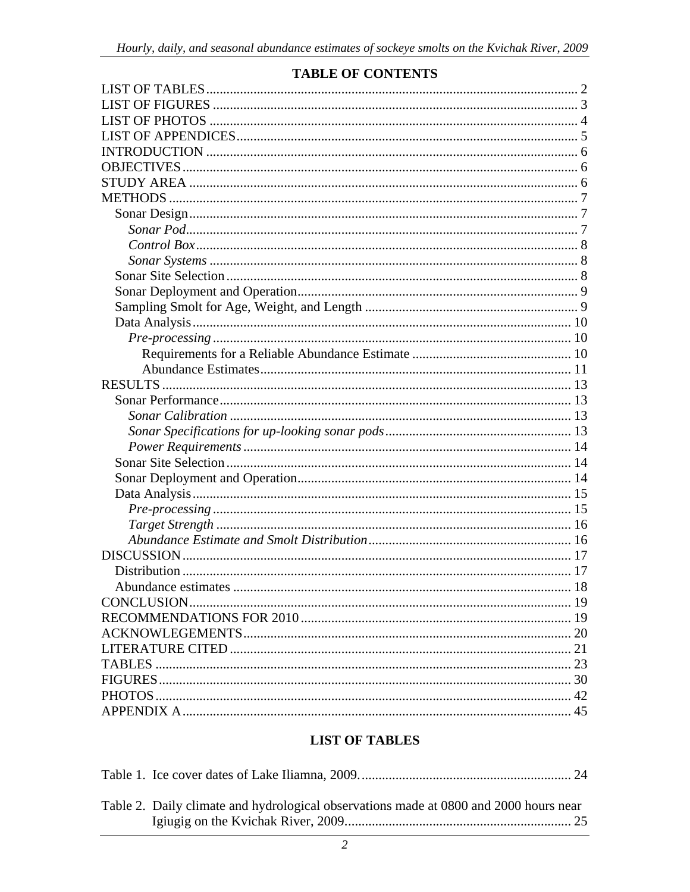## TABLE OF CONTENTS

LIST OF TABLES .......... 2
LIST OF FIGURES .......... 3
LIST OF PHOTOS .......... 4
LIST OF APPENDICES .......... 5
INTRODUCTION .......... 6
OBJECTIVES .......... 6
STUDY AREA .......... 6
METHODS .......... 7
- Sonar Design .......... 7
  - *Sonar Pod* .......... 7
  - *Control Box* .......... 8
  - *Sonar Systems* .......... 8
- Sonar Site Selection .......... 8
- Sonar Deployment and Operation .......... 9
- Sampling Smolt for Age, Weight, and Length .......... 9
- Data Analysis .......... 10
  - *Pre-processing* .......... 10
    - Requirements for a Reliable Abundance Estimate .......... 10
    - Abundance Estimates .......... 11

RESULTS .......... 13
- Sonar Performance .......... 13
  - *Sonar Calibration* .......... 13
  - *Sonar Specifications for up-looking sonar pods* .......... 13
  - *Power Requirements* .......... 14
- Sonar Site Selection .......... 14
- Sonar Deployment and Operation .......... 14
- Data Analysis .......... 15
  - *Pre-processing* .......... 15
  - *Target Strength* .......... 16
  - *Abundance Estimate and Smolt Distribution* .......... 16

DISCUSSION .......... 17
- Distribution .......... 17
- Abundance estimates .......... 18

CONCLUSION .......... 19
RECOMMENDATIONS FOR 2010 .......... 19
ACKNOWLEGEMENTS .......... 20
LITERATURE CITED .......... 21
TABLES .......... 23
FIGURES .......... 30
PHOTOS .......... 42
APPENDIX A .......... 45

## LIST OF TABLES

Table 1. Ice cover dates of Lake Iliamna, 2009. .......... 24

Table 2. Daily climate and hydrological observations made at 0800 and 2000 hours near Igiugig on the Kvichak River, 2009. .......... 25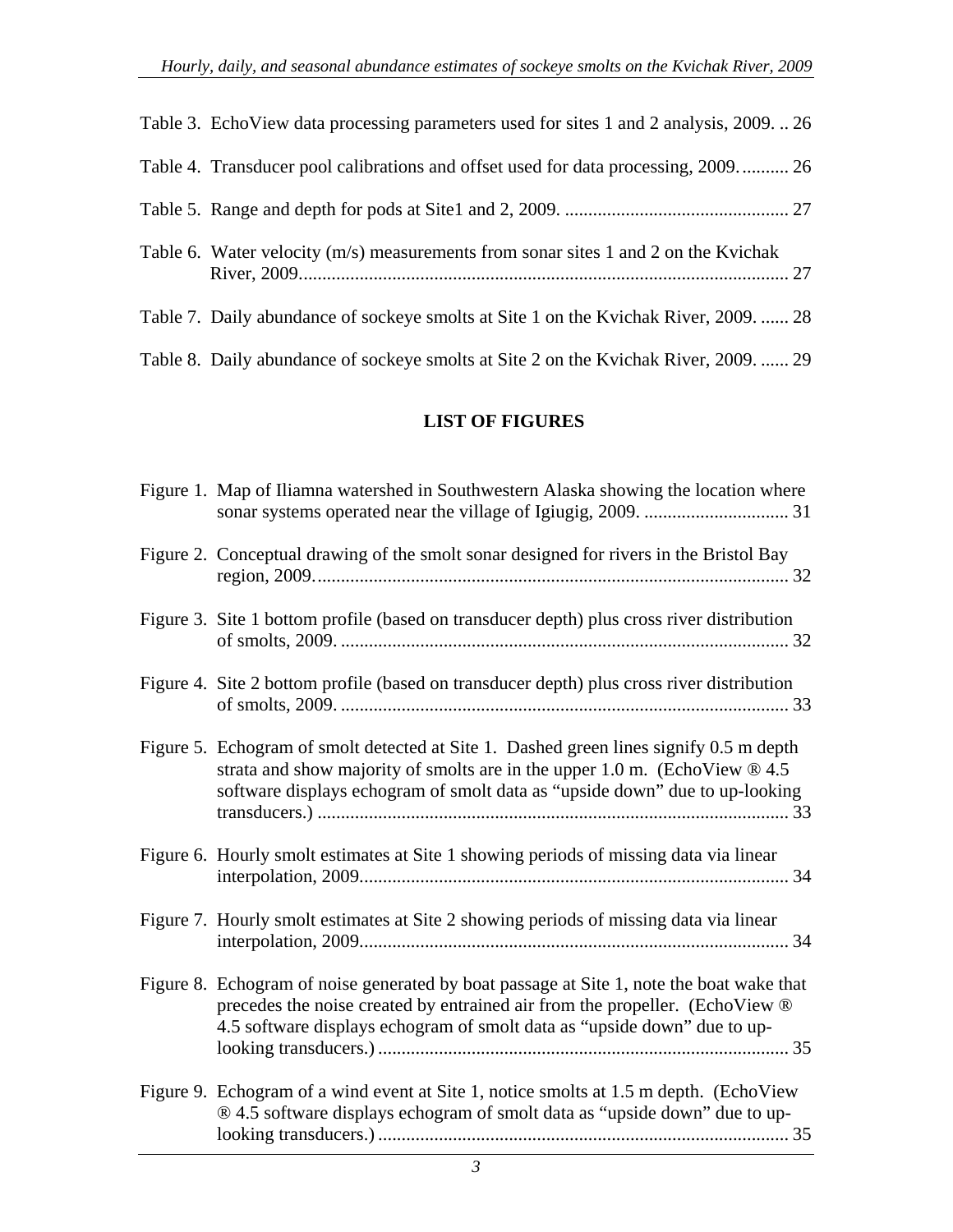Table 3. EchoView data processing parameters used for sites 1 and 2 analysis, 2009. .. 26

Table 4. Transducer pool calibrations and offset used for data processing, 2009. .......... 26

Table 5. Range and depth for pods at Site1 and 2, 2009. ................................................ 27

Table 6. Water velocity (m/s) measurements from sonar sites 1 and 2 on the Kvichak River, 2009......................................................................................................... 27

Table 7. Daily abundance of sockeye smolts at Site 1 on the Kvichak River, 2009. ...... 28

Table 8. Daily abundance of sockeye smolts at Site 2 on the Kvichak River, 2009. ...... 29

## LIST OF FIGURES

Figure 1. Map of Iliamna watershed in Southwestern Alaska showing the location where sonar systems operated near the village of Igiugig, 2009. ............................... 31

Figure 2. Conceptual drawing of the smolt sonar designed for rivers in the Bristol Bay region, 2009..................................................................................................... 32

Figure 3. Site 1 bottom profile (based on transducer depth) plus cross river distribution of smolts, 2009. ................................................................................................ 32

Figure 4. Site 2 bottom profile (based on transducer depth) plus cross river distribution of smolts, 2009. ................................................................................................ 33

Figure 5. Echogram of smolt detected at Site 1. Dashed green lines signify 0.5 m depth strata and show majority of smolts are in the upper 1.0 m. (EchoView ® 4.5 software displays echogram of smolt data as "upside down" due to up-looking transducers.) ..................................................................................................... 33

Figure 6. Hourly smolt estimates at Site 1 showing periods of missing data via linear interpolation, 2009........................................................................................... 34

Figure 7. Hourly smolt estimates at Site 2 showing periods of missing data via linear interpolation, 2009........................................................................................... 34

Figure 8. Echogram of noise generated by boat passage at Site 1, note the boat wake that precedes the noise created by entrained air from the propeller. (EchoView ® 4.5 software displays echogram of smolt data as "upside down" due to up-looking transducers.) ........................................................................................ 35

Figure 9. Echogram of a wind event at Site 1, notice smolts at 1.5 m depth. (EchoView ® 4.5 software displays echogram of smolt data as "upside down" due to up-looking transducers.) ........................................................................................ 35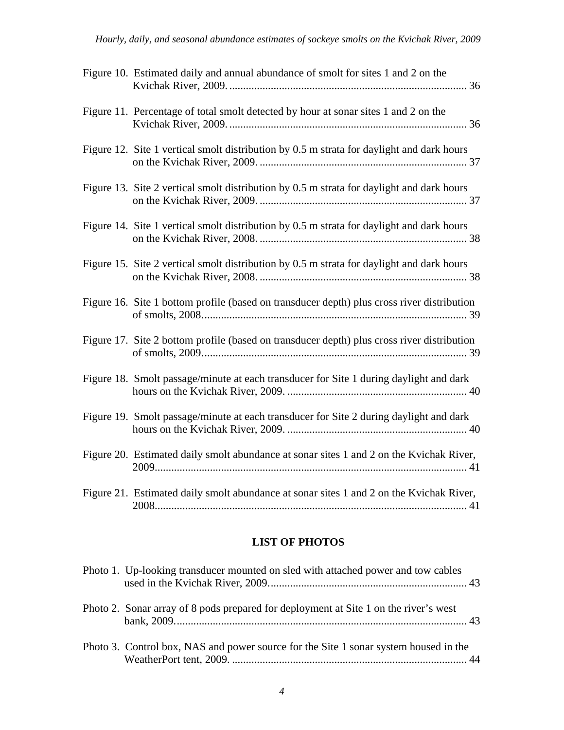Figure 10. Estimated daily and annual abundance of smolt for sites 1 and 2 on the Kvichak River, 2009. ........................................................................................ 36

Figure 11. Percentage of total smolt detected by hour at sonar sites 1 and 2 on the Kvichak River, 2009. ........................................................................................ 36

Figure 12. Site 1 vertical smolt distribution by 0.5 m strata for daylight and dark hours on the Kvichak River, 2009. ........................................................................... 37

Figure 13. Site 2 vertical smolt distribution by 0.5 m strata for daylight and dark hours on the Kvichak River, 2009. ........................................................................... 37

Figure 14. Site 1 vertical smolt distribution by 0.5 m strata for daylight and dark hours on the Kvichak River, 2008. ........................................................................... 38

Figure 15. Site 2 vertical smolt distribution by 0.5 m strata for daylight and dark hours on the Kvichak River, 2008. ........................................................................... 38

Figure 16. Site 1 bottom profile (based on transducer depth) plus cross river distribution of smolts, 2008. ............................................................................................... 39

Figure 17. Site 2 bottom profile (based on transducer depth) plus cross river distribution of smolts, 2009. ............................................................................................... 39

Figure 18. Smolt passage/minute at each transducer for Site 1 during daylight and dark hours on the Kvichak River, 2009. ................................................................. 40

Figure 19. Smolt passage/minute at each transducer for Site 2 during daylight and dark hours on the Kvichak River, 2009. ................................................................. 40

Figure 20. Estimated daily smolt abundance at sonar sites 1 and 2 on the Kvichak River, 2009. ................................................................................................................ 41

Figure 21. Estimated daily smolt abundance at sonar sites 1 and 2 on the Kvichak River, 2008. ................................................................................................................ 41

## LIST OF PHOTOS

Photo 1. Up-looking transducer mounted on sled with attached power and tow cables used in the Kvichak River, 2009. ....................................................................... 43

Photo 2. Sonar array of 8 pods prepared for deployment at Site 1 on the river's west bank, 2009. ......................................................................................................... 43

Photo 3. Control box, NAS and power source for the Site 1 sonar system housed in the WeatherPort tent, 2009. .................................................................................... 44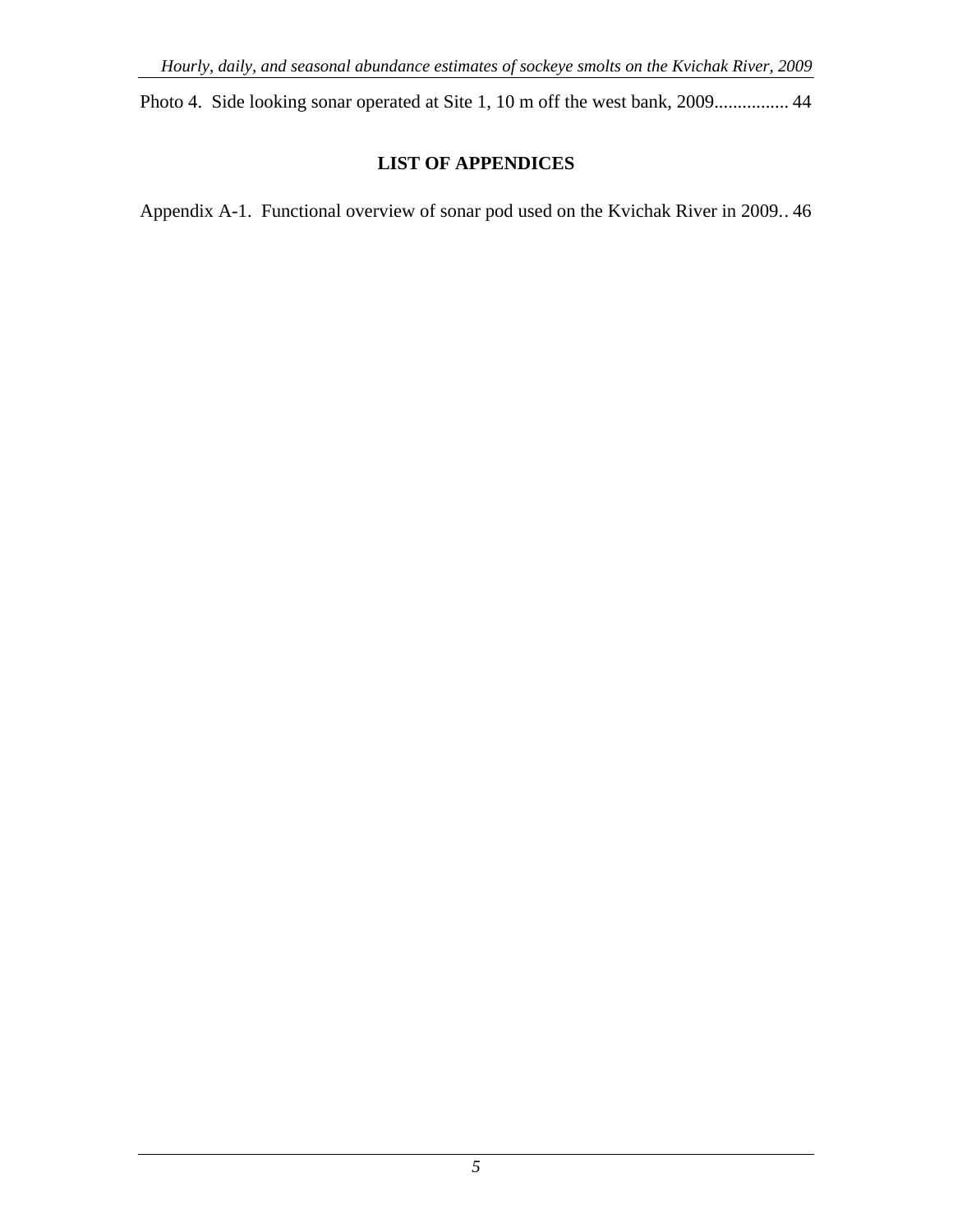Photo 4. Side looking sonar operated at Site 1, 10 m off the west bank, 2009................ 44

## LIST OF APPENDICES

Appendix A-1. Functional overview of sonar pod used on the Kvichak River in 2009.. 46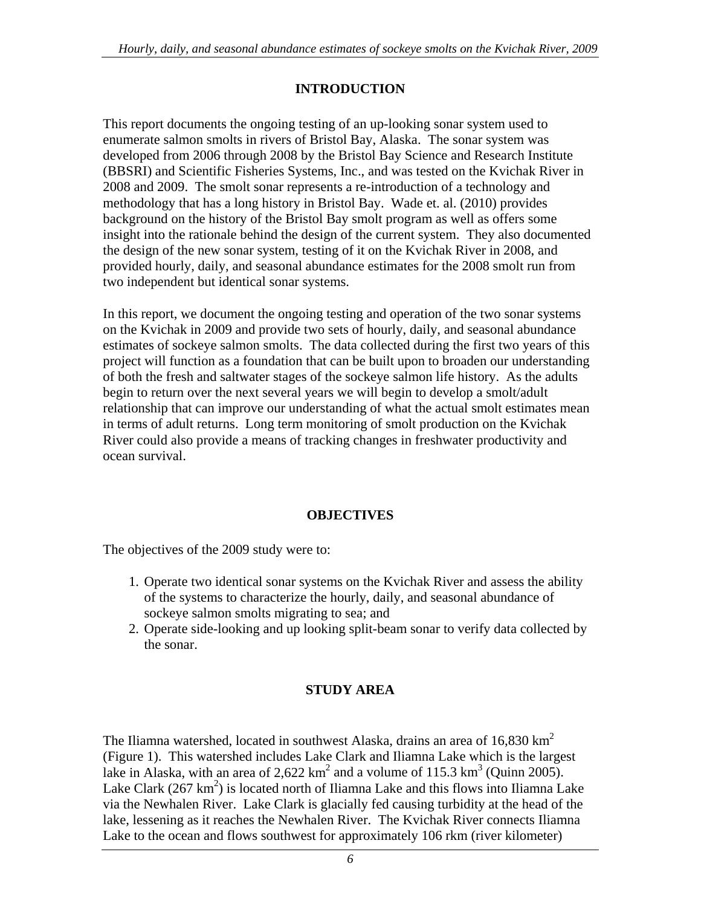## INTRODUCTION

This report documents the ongoing testing of an up-looking sonar system used to enumerate salmon smolts in rivers of Bristol Bay, Alaska. The sonar system was developed from 2006 through 2008 by the Bristol Bay Science and Research Institute (BBSRI) and Scientific Fisheries Systems, Inc., and was tested on the Kvichak River in 2008 and 2009. The smolt sonar represents a re-introduction of a technology and methodology that has a long history in Bristol Bay. Wade et. al. (2010) provides background on the history of the Bristol Bay smolt program as well as offers some insight into the rationale behind the design of the current system. They also documented the design of the new sonar system, testing of it on the Kvichak River in 2008, and provided hourly, daily, and seasonal abundance estimates for the 2008 smolt run from two independent but identical sonar systems.

In this report, we document the ongoing testing and operation of the two sonar systems on the Kvichak in 2009 and provide two sets of hourly, daily, and seasonal abundance estimates of sockeye salmon smolts. The data collected during the first two years of this project will function as a foundation that can be built upon to broaden our understanding of both the fresh and saltwater stages of the sockeye salmon life history. As the adults begin to return over the next several years we will begin to develop a smolt/adult relationship that can improve our understanding of what the actual smolt estimates mean in terms of adult returns. Long term monitoring of smolt production on the Kvichak River could also provide a means of tracking changes in freshwater productivity and ocean survival.

## OBJECTIVES

The objectives of the 2009 study were to:

1. Operate two identical sonar systems on the Kvichak River and assess the ability of the systems to characterize the hourly, daily, and seasonal abundance of sockeye salmon smolts migrating to sea; and
2. Operate side-looking and up looking split-beam sonar to verify data collected by the sonar.

## STUDY AREA

The Iliamna watershed, located in southwest Alaska, drains an area of 16,830 km$^2$ (Figure 1). This watershed includes Lake Clark and Iliamna Lake which is the largest lake in Alaska, with an area of 2,622 km$^2$ and a volume of 115.3 km$^3$ (Quinn 2005). Lake Clark (267 km$^2$) is located north of Iliamna Lake and this flows into Iliamna Lake via the Newhalen River. Lake Clark is glacially fed causing turbidity at the head of the lake, lessening as it reaches the Newhalen River. The Kvichak River connects Iliamna Lake to the ocean and flows southwest for approximately 106 rkm (river kilometer)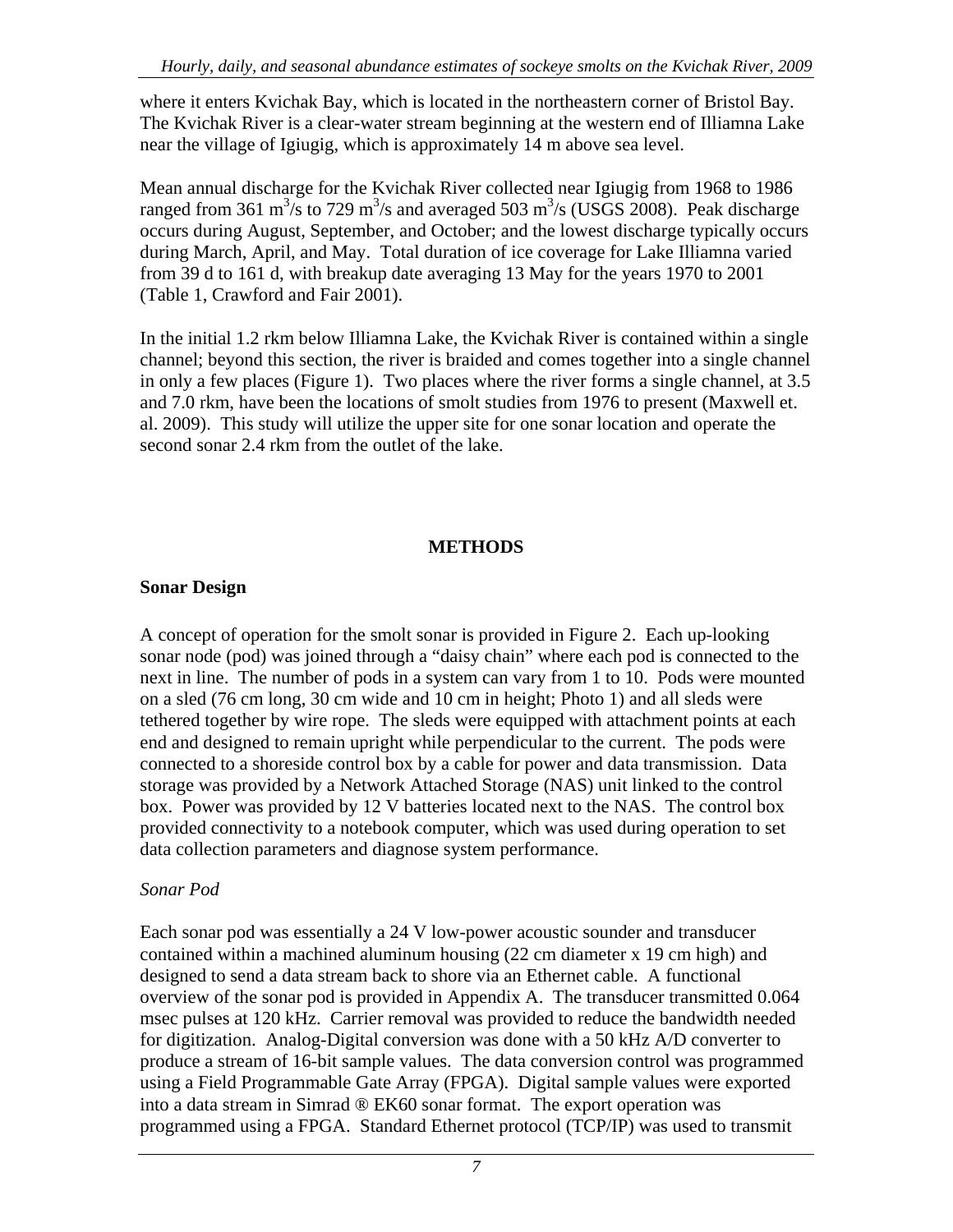where it enters Kvichak Bay, which is located in the northeastern corner of Bristol Bay. The Kvichak River is a clear-water stream beginning at the western end of Illiamna Lake near the village of Igiugig, which is approximately 14 m above sea level.

Mean annual discharge for the Kvichak River collected near Igiugig from 1968 to 1986 ranged from 361 $m^3$/s to 729 $m^3$/s and averaged 503 $m^3$/s (USGS 2008). Peak discharge occurs during August, September, and October; and the lowest discharge typically occurs during March, April, and May. Total duration of ice coverage for Lake Illiamna varied from 39 d to 161 d, with breakup date averaging 13 May for the years 1970 to 2001 (Table 1, Crawford and Fair 2001).

In the initial 1.2 rkm below Illiamna Lake, the Kvichak River is contained within a single channel; beyond this section, the river is braided and comes together into a single channel in only a few places (Figure 1). Two places where the river forms a single channel, at 3.5 and 7.0 rkm, have been the locations of smolt studies from 1976 to present (Maxwell et. al. 2009). This study will utilize the upper site for one sonar location and operate the second sonar 2.4 rkm from the outlet of the lake.

## METHODS

### Sonar Design

A concept of operation for the smolt sonar is provided in Figure 2. Each up-looking sonar node (pod) was joined through a "daisy chain" where each pod is connected to the next in line. The number of pods in a system can vary from 1 to 10. Pods were mounted on a sled (76 cm long, 30 cm wide and 10 cm in height; Photo 1) and all sleds were tethered together by wire rope. The sleds were equipped with attachment points at each end and designed to remain upright while perpendicular to the current. The pods were connected to a shoreside control box by a cable for power and data transmission. Data storage was provided by a Network Attached Storage (NAS) unit linked to the control box. Power was provided by 12 V batteries located next to the NAS. The control box provided connectivity to a notebook computer, which was used during operation to set data collection parameters and diagnose system performance.

#### *Sonar Pod*

Each sonar pod was essentially a 24 V low-power acoustic sounder and transducer contained within a machined aluminum housing (22 cm diameter x 19 cm high) and designed to send a data stream back to shore via an Ethernet cable. A functional overview of the sonar pod is provided in Appendix A. The transducer transmitted 0.064 msec pulses at 120 kHz. Carrier removal was provided to reduce the bandwidth needed for digitization. Analog-Digital conversion was done with a 50 kHz A/D converter to produce a stream of 16-bit sample values. The data conversion control was programmed using a Field Programmable Gate Array (FPGA). Digital sample values were exported into a data stream in Simrad ® EK60 sonar format. The export operation was programmed using a FPGA. Standard Ethernet protocol (TCP/IP) was used to transmit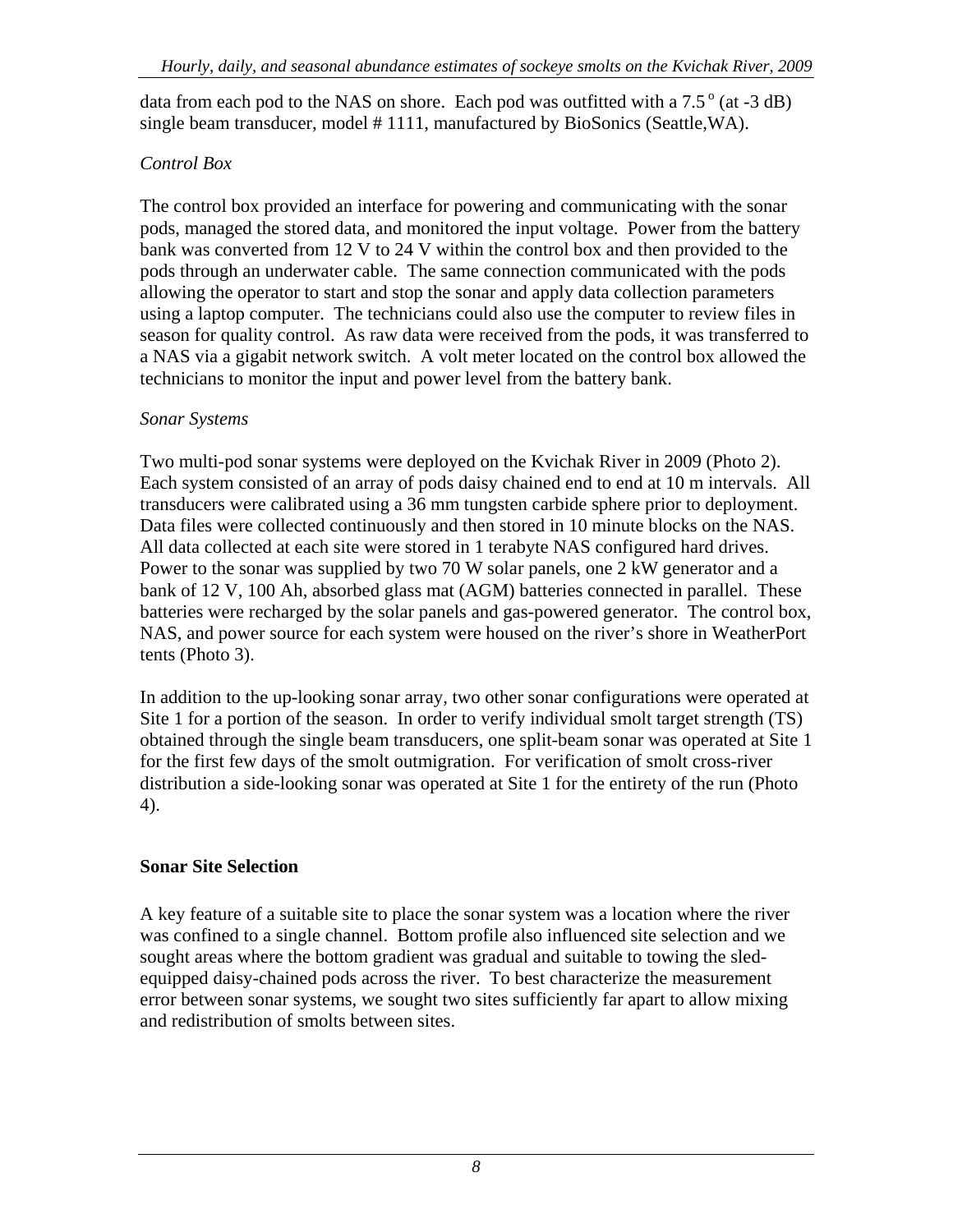data from each pod to the NAS on shore. Each pod was outfitted with a 7.5° (at -3 dB) single beam transducer, model # 1111, manufactured by BioSonics (Seattle,WA).

*Control Box*

The control box provided an interface for powering and communicating with the sonar pods, managed the stored data, and monitored the input voltage. Power from the battery bank was converted from 12 V to 24 V within the control box and then provided to the pods through an underwater cable. The same connection communicated with the pods allowing the operator to start and stop the sonar and apply data collection parameters using a laptop computer. The technicians could also use the computer to review files in season for quality control. As raw data were received from the pods, it was transferred to a NAS via a gigabit network switch. A volt meter located on the control box allowed the technicians to monitor the input and power level from the battery bank.

*Sonar Systems*

Two multi-pod sonar systems were deployed on the Kvichak River in 2009 (Photo 2). Each system consisted of an array of pods daisy chained end to end at 10 m intervals. All transducers were calibrated using a 36 mm tungsten carbide sphere prior to deployment. Data files were collected continuously and then stored in 10 minute blocks on the NAS. All data collected at each site were stored in 1 terabyte NAS configured hard drives. Power to the sonar was supplied by two 70 W solar panels, one 2 kW generator and a bank of 12 V, 100 Ah, absorbed glass mat (AGM) batteries connected in parallel. These batteries were recharged by the solar panels and gas-powered generator. The control box, NAS, and power source for each system were housed on the river's shore in WeatherPort tents (Photo 3).

In addition to the up-looking sonar array, two other sonar configurations were operated at Site 1 for a portion of the season. In order to verify individual smolt target strength (TS) obtained through the single beam transducers, one split-beam sonar was operated at Site 1 for the first few days of the smolt outmigration. For verification of smolt cross-river distribution a side-looking sonar was operated at Site 1 for the entirety of the run (Photo 4).

**Sonar Site Selection**

A key feature of a suitable site to place the sonar system was a location where the river was confined to a single channel. Bottom profile also influenced site selection and we sought areas where the bottom gradient was gradual and suitable to towing the sled-equipped daisy-chained pods across the river. To best characterize the measurement error between sonar systems, we sought two sites sufficiently far apart to allow mixing and redistribution of smolts between sites.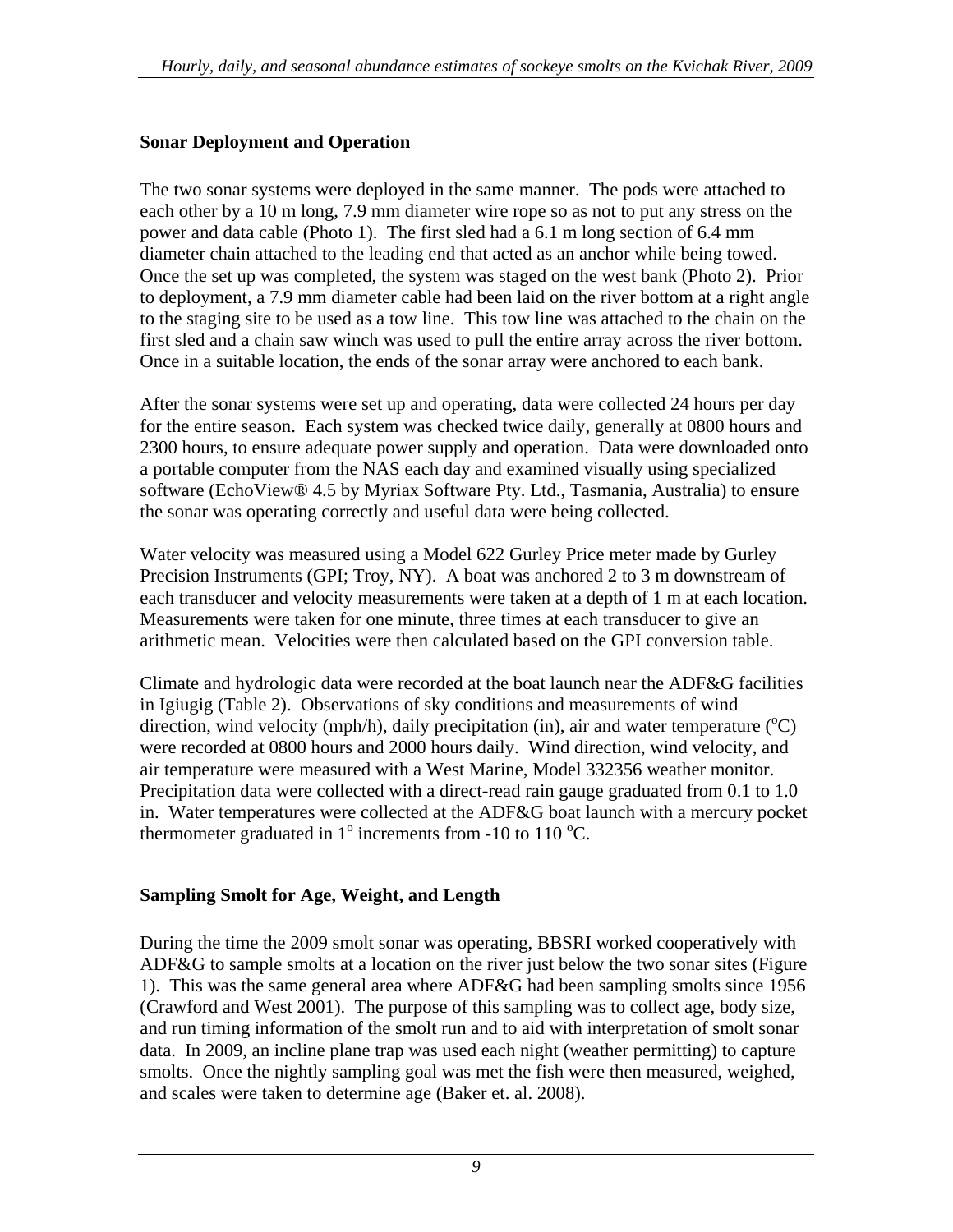**Sonar Deployment and Operation**

The two sonar systems were deployed in the same manner. The pods were attached to each other by a 10 m long, 7.9 mm diameter wire rope so as not to put any stress on the power and data cable (Photo 1). The first sled had a 6.1 m long section of 6.4 mm diameter chain attached to the leading end that acted as an anchor while being towed. Once the set up was completed, the system was staged on the west bank (Photo 2). Prior to deployment, a 7.9 mm diameter cable had been laid on the river bottom at a right angle to the staging site to be used as a tow line. This tow line was attached to the chain on the first sled and a chain saw winch was used to pull the entire array across the river bottom. Once in a suitable location, the ends of the sonar array were anchored to each bank.

After the sonar systems were set up and operating, data were collected 24 hours per day for the entire season. Each system was checked twice daily, generally at 0800 hours and 2300 hours, to ensure adequate power supply and operation. Data were downloaded onto a portable computer from the NAS each day and examined visually using specialized software (EchoView® 4.5 by Myriax Software Pty. Ltd., Tasmania, Australia) to ensure the sonar was operating correctly and useful data were being collected.

Water velocity was measured using a Model 622 Gurley Price meter made by Gurley Precision Instruments (GPI; Troy, NY). A boat was anchored 2 to 3 m downstream of each transducer and velocity measurements were taken at a depth of 1 m at each location. Measurements were taken for one minute, three times at each transducer to give an arithmetic mean. Velocities were then calculated based on the GPI conversion table.

Climate and hydrologic data were recorded at the boat launch near the ADF&G facilities in Igiugig (Table 2). Observations of sky conditions and measurements of wind direction, wind velocity (mph/h), daily precipitation (in), air and water temperature ($^{o}$C) were recorded at 0800 hours and 2000 hours daily. Wind direction, wind velocity, and air temperature were measured with a West Marine, Model 332356 weather monitor. Precipitation data were collected with a direct-read rain gauge graduated from 0.1 to 1.0 in. Water temperatures were collected at the ADF&G boat launch with a mercury pocket thermometer graduated in 1$^{o}$ increments from -10 to 110 $^{o}$C.

**Sampling Smolt for Age, Weight, and Length**

During the time the 2009 smolt sonar was operating, BBSRI worked cooperatively with ADF&G to sample smolts at a location on the river just below the two sonar sites (Figure 1). This was the same general area where ADF&G had been sampling smolts since 1956 (Crawford and West 2001). The purpose of this sampling was to collect age, body size, and run timing information of the smolt run and to aid with interpretation of smolt sonar data. In 2009, an incline plane trap was used each night (weather permitting) to capture smolts. Once the nightly sampling goal was met the fish were then measured, weighed, and scales were taken to determine age (Baker et. al. 2008).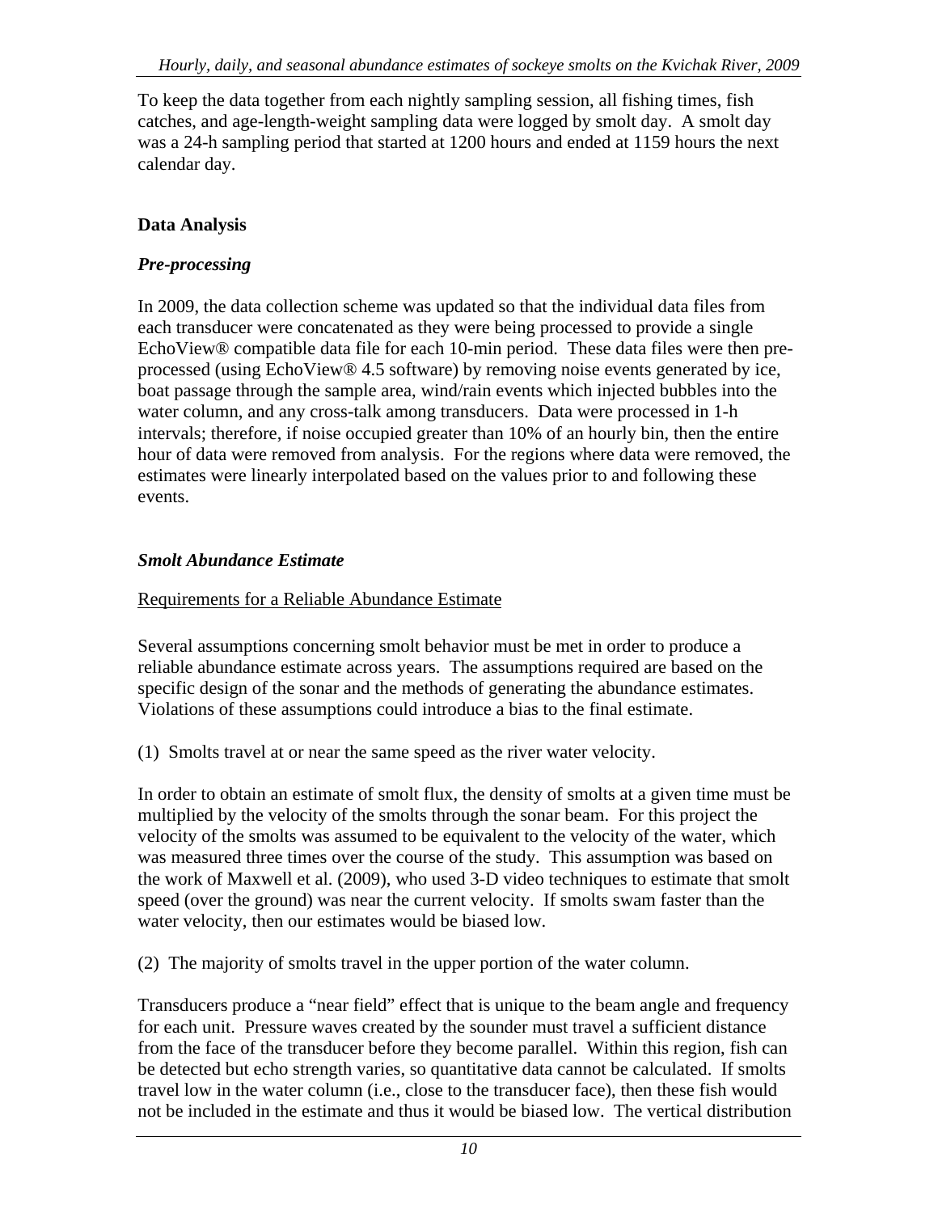To keep the data together from each nightly sampling session, all fishing times, fish catches, and age-length-weight sampling data were logged by smolt day. A smolt day was a 24-h sampling period that started at 1200 hours and ended at 1159 hours the next calendar day.

## Data Analysis

### *Pre-processing*

In 2009, the data collection scheme was updated so that the individual data files from each transducer were concatenated as they were being processed to provide a single EchoView® compatible data file for each 10-min period. These data files were then pre-processed (using EchoView® 4.5 software) by removing noise events generated by ice, boat passage through the sample area, wind/rain events which injected bubbles into the water column, and any cross-talk among transducers. Data were processed in 1-h intervals; therefore, if noise occupied greater than 10% of an hourly bin, then the entire hour of data were removed from analysis. For the regions where data were removed, the estimates were linearly interpolated based on the values prior to and following these events.

### *Smolt Abundance Estimate*

Requirements for a Reliable Abundance Estimate

Several assumptions concerning smolt behavior must be met in order to produce a reliable abundance estimate across years. The assumptions required are based on the specific design of the sonar and the methods of generating the abundance estimates. Violations of these assumptions could introduce a bias to the final estimate.

(1) Smolts travel at or near the same speed as the river water velocity.

In order to obtain an estimate of smolt flux, the density of smolts at a given time must be multiplied by the velocity of the smolts through the sonar beam. For this project the velocity of the smolts was assumed to be equivalent to the velocity of the water, which was measured three times over the course of the study. This assumption was based on the work of Maxwell et al. (2009), who used 3-D video techniques to estimate that smolt speed (over the ground) was near the current velocity. If smolts swam faster than the water velocity, then our estimates would be biased low.

(2) The majority of smolts travel in the upper portion of the water column.

Transducers produce a "near field" effect that is unique to the beam angle and frequency for each unit. Pressure waves created by the sounder must travel a sufficient distance from the face of the transducer before they become parallel. Within this region, fish can be detected but echo strength varies, so quantitative data cannot be calculated. If smolts travel low in the water column (i.e., close to the transducer face), then these fish would not be included in the estimate and thus it would be biased low. The vertical distribution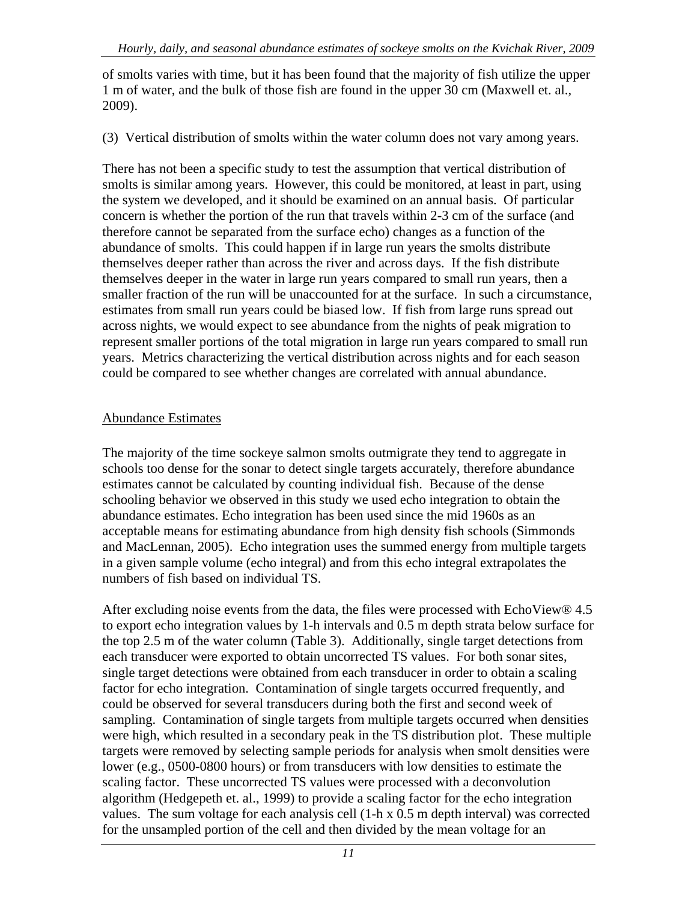of smolts varies with time, but it has been found that the majority of fish utilize the upper 1 m of water, and the bulk of those fish are found in the upper 30 cm (Maxwell et. al., 2009).

(3) Vertical distribution of smolts within the water column does not vary among years.

There has not been a specific study to test the assumption that vertical distribution of smolts is similar among years. However, this could be monitored, at least in part, using the system we developed, and it should be examined on an annual basis. Of particular concern is whether the portion of the run that travels within 2-3 cm of the surface (and therefore cannot be separated from the surface echo) changes as a function of the abundance of smolts. This could happen if in large run years the smolts distribute themselves deeper rather than across the river and across days. If the fish distribute themselves deeper in the water in large run years compared to small run years, then a smaller fraction of the run will be unaccounted for at the surface. In such a circumstance, estimates from small run years could be biased low. If fish from large runs spread out across nights, we would expect to see abundance from the nights of peak migration to represent smaller portions of the total migration in large run years compared to small run years. Metrics characterizing the vertical distribution across nights and for each season could be compared to see whether changes are correlated with annual abundance.

## Abundance Estimates

The majority of the time sockeye salmon smolts outmigrate they tend to aggregate in schools too dense for the sonar to detect single targets accurately, therefore abundance estimates cannot be calculated by counting individual fish. Because of the dense schooling behavior we observed in this study we used echo integration to obtain the abundance estimates. Echo integration has been used since the mid 1960s as an acceptable means for estimating abundance from high density fish schools (Simmonds and MacLennan, 2005). Echo integration uses the summed energy from multiple targets in a given sample volume (echo integral) and from this echo integral extrapolates the numbers of fish based on individual TS.

After excluding noise events from the data, the files were processed with EchoView® 4.5 to export echo integration values by 1-h intervals and 0.5 m depth strata below surface for the top 2.5 m of the water column (Table 3). Additionally, single target detections from each transducer were exported to obtain uncorrected TS values. For both sonar sites, single target detections were obtained from each transducer in order to obtain a scaling factor for echo integration. Contamination of single targets occurred frequently, and could be observed for several transducers during both the first and second week of sampling. Contamination of single targets from multiple targets occurred when densities were high, which resulted in a secondary peak in the TS distribution plot. These multiple targets were removed by selecting sample periods for analysis when smolt densities were lower (e.g., 0500-0800 hours) or from transducers with low densities to estimate the scaling factor. These uncorrected TS values were processed with a deconvolution algorithm (Hedgepeth et. al., 1999) to provide a scaling factor for the echo integration values. The sum voltage for each analysis cell (1-h x 0.5 m depth interval) was corrected for the unsampled portion of the cell and then divided by the mean voltage for an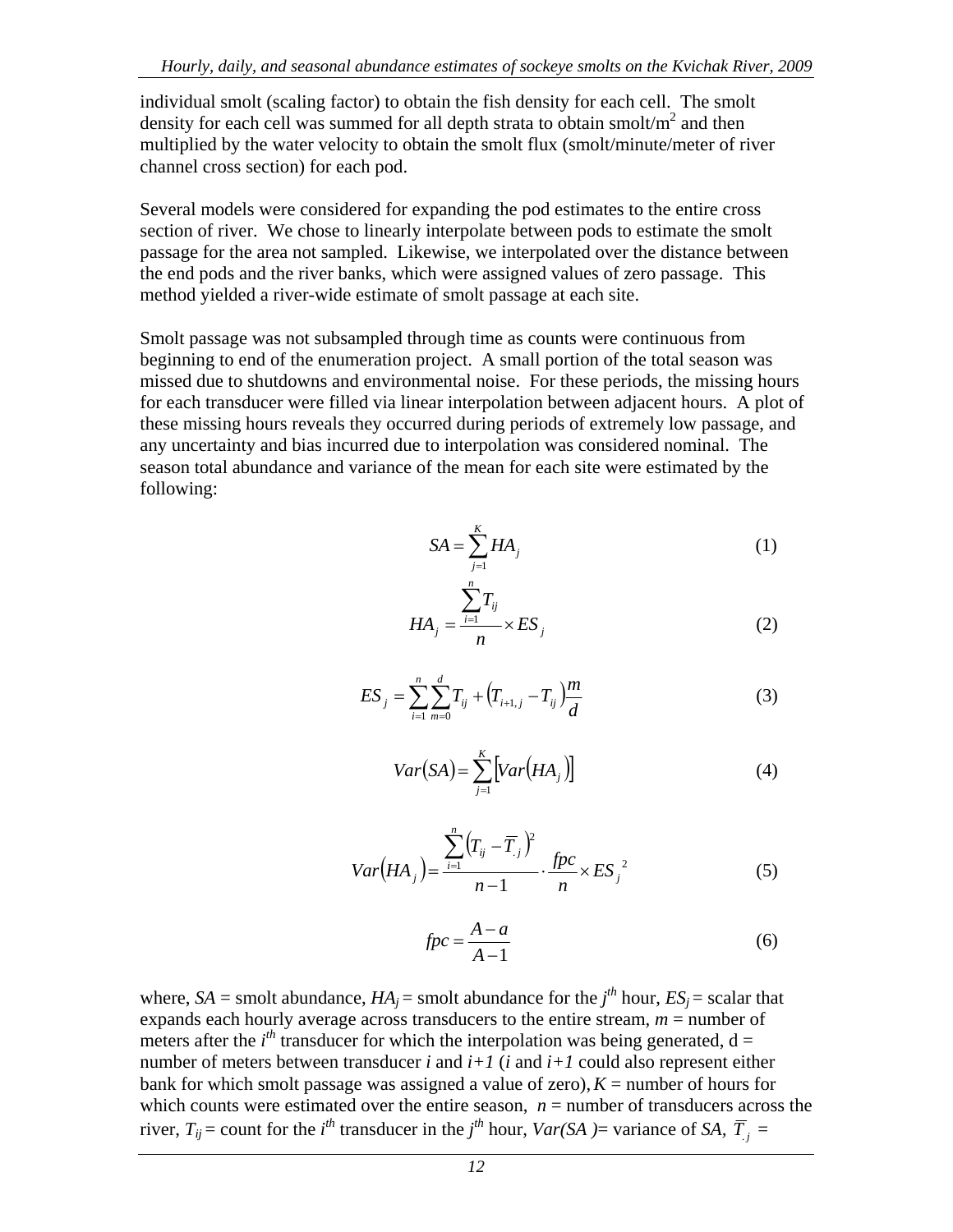individual smolt (scaling factor) to obtain the fish density for each cell. The smolt density for each cell was summed for all depth strata to obtain smolt/m$^2$ and then multiplied by the water velocity to obtain the smolt flux (smolt/minute/meter of river channel cross section) for each pod.

Several models were considered for expanding the pod estimates to the entire cross section of river. We chose to linearly interpolate between pods to estimate the smolt passage for the area not sampled. Likewise, we interpolated over the distance between the end pods and the river banks, which were assigned values of zero passage. This method yielded a river-wide estimate of smolt passage at each site.

Smolt passage was not subsampled through time as counts were continuous from beginning to end of the enumeration project. A small portion of the total season was missed due to shutdowns and environmental noise. For these periods, the missing hours for each transducer were filled via linear interpolation between adjacent hours. A plot of these missing hours reveals they occurred during periods of extremely low passage, and any uncertainty and bias incurred due to interpolation was considered nominal. The season total abundance and variance of the mean for each site were estimated by the following:

$$SA = \sum_{j=1}^{K} HA_j \tag{1}$$

$$HA_j = \frac{\sum_{i=1}^{n} T_{ij}}{n} \times ES_j \tag{2}$$

$$ES_j = \sum_{i=1}^{n} \sum_{m=0}^{d} T_{ij} + \left(T_{i+1,j} - T_{ij}\right)\frac{m}{d} \tag{3}$$

$$Var(SA) = \sum_{j=1}^{K} \left[Var\left(HA_j\right)\right] \tag{4}$$

$$Var\left(HA_j\right) = \frac{\sum_{i=1}^{n}\left(T_{ij} - \overline{T}_{.j}\right)^2}{n-1} \cdot \frac{fpc}{n} \times ES_j^{\,2} \tag{5}$$

$$fpc = \frac{A-a}{A-1} \tag{6}$$

where, $SA$ = smolt abundance, $HA_j$ = smolt abundance for the $j^{th}$ hour, $ES_j$ = scalar that expands each hourly average across transducers to the entire stream, $m$ = number of meters after the $i^{th}$ transducer for which the interpolation was being generated, $d$ = number of meters between transducer $i$ and $i+1$ ($i$ and $i+1$ could also represent either bank for which smolt passage was assigned a value of zero), $K$ = number of hours for which counts were estimated over the entire season, $n$ = number of transducers across the river, $T_{ij}$ = count for the $i^{th}$ transducer in the $j^{th}$ hour, $Var(SA)$ = variance of $SA$, $\overline{T}_{.j}$ =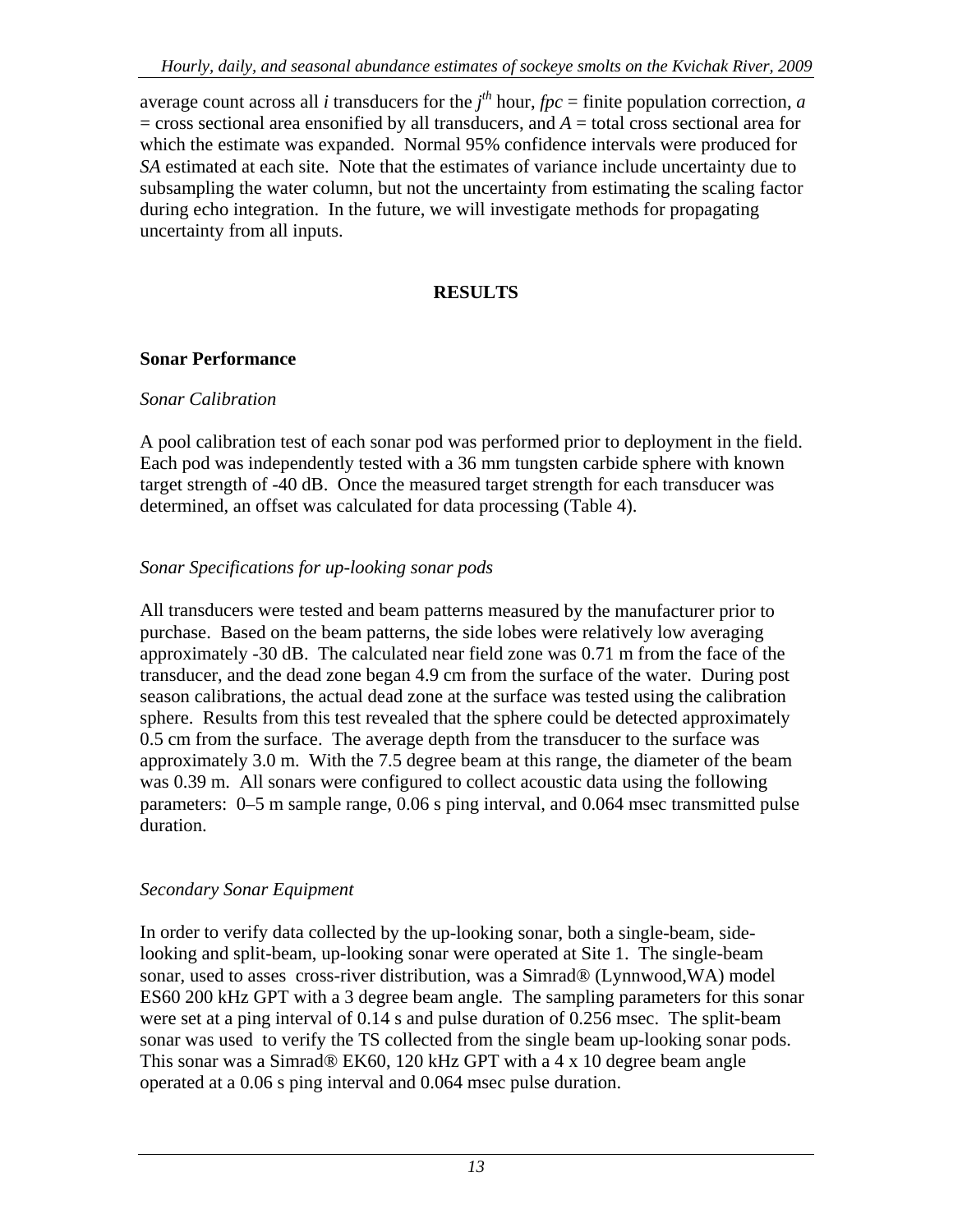average count across all $i$ transducers for the $j^{th}$ hour, $fpc$ = finite population correction, $a$ = cross sectional area ensonified by all transducers, and $A$ = total cross sectional area for which the estimate was expanded. Normal 95% confidence intervals were produced for $SA$ estimated at each site. Note that the estimates of variance include uncertainty due to subsampling the water column, but not the uncertainty from estimating the scaling factor during echo integration. In the future, we will investigate methods for propagating uncertainty from all inputs.

# RESULTS

## Sonar Performance

### *Sonar Calibration*

A pool calibration test of each sonar pod was performed prior to deployment in the field. Each pod was independently tested with a 36 mm tungsten carbide sphere with known target strength of -40 dB. Once the measured target strength for each transducer was determined, an offset was calculated for data processing (Table 4).

### *Sonar Specifications for up-looking sonar pods*

All transducers were tested and beam patterns measured by the manufacturer prior to purchase. Based on the beam patterns, the side lobes were relatively low averaging approximately -30 dB. The calculated near field zone was 0.71 m from the face of the transducer, and the dead zone began 4.9 cm from the surface of the water. During post season calibrations, the actual dead zone at the surface was tested using the calibration sphere. Results from this test revealed that the sphere could be detected approximately 0.5 cm from the surface. The average depth from the transducer to the surface was approximately 3.0 m. With the 7.5 degree beam at this range, the diameter of the beam was 0.39 m. All sonars were configured to collect acoustic data using the following parameters: 0–5 m sample range, 0.06 s ping interval, and 0.064 msec transmitted pulse duration.

### *Secondary Sonar Equipment*

In order to verify data collected by the up-looking sonar, both a single-beam, side-looking and split-beam, up-looking sonar were operated at Site 1. The single-beam sonar, used to asses cross-river distribution, was a Simrad® (Lynnwood,WA) model ES60 200 kHz GPT with a 3 degree beam angle. The sampling parameters for this sonar were set at a ping interval of 0.14 s and pulse duration of 0.256 msec. The split-beam sonar was used to verify the TS collected from the single beam up-looking sonar pods. This sonar was a Simrad® EK60, 120 kHz GPT with a 4 x 10 degree beam angle operated at a 0.06 s ping interval and 0.064 msec pulse duration.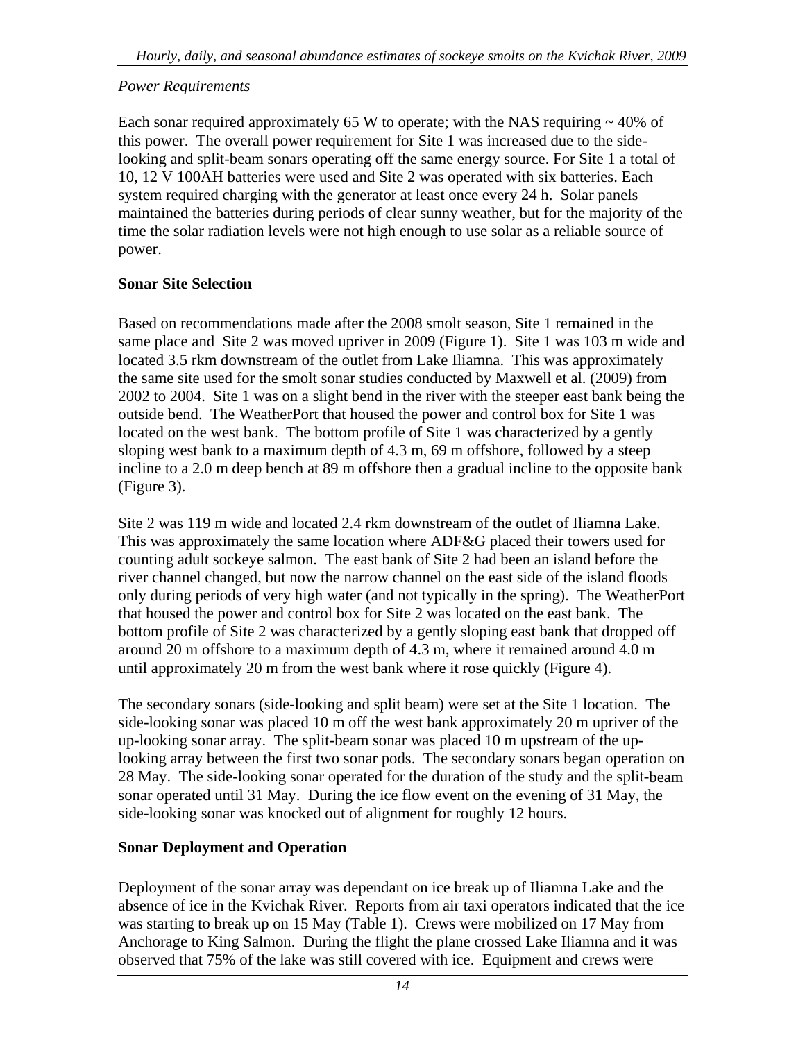*Power Requirements*

Each sonar required approximately 65 W to operate; with the NAS requiring ~ 40% of this power. The overall power requirement for Site 1 was increased due to the side-looking and split-beam sonars operating off the same energy source. For Site 1 a total of 10, 12 V 100AH batteries were used and Site 2 was operated with six batteries. Each system required charging with the generator at least once every 24 h. Solar panels maintained the batteries during periods of clear sunny weather, but for the majority of the time the solar radiation levels were not high enough to use solar as a reliable source of power.

## Sonar Site Selection

Based on recommendations made after the 2008 smolt season, Site 1 remained in the same place and Site 2 was moved upriver in 2009 (Figure 1). Site 1 was 103 m wide and located 3.5 rkm downstream of the outlet from Lake Iliamna. This was approximately the same site used for the smolt sonar studies conducted by Maxwell et al. (2009) from 2002 to 2004. Site 1 was on a slight bend in the river with the steeper east bank being the outside bend. The WeatherPort that housed the power and control box for Site 1 was located on the west bank. The bottom profile of Site 1 was characterized by a gently sloping west bank to a maximum depth of 4.3 m, 69 m offshore, followed by a steep incline to a 2.0 m deep bench at 89 m offshore then a gradual incline to the opposite bank (Figure 3).

Site 2 was 119 m wide and located 2.4 rkm downstream of the outlet of Iliamna Lake. This was approximately the same location where ADF&G placed their towers used for counting adult sockeye salmon. The east bank of Site 2 had been an island before the river channel changed, but now the narrow channel on the east side of the island floods only during periods of very high water (and not typically in the spring). The WeatherPort that housed the power and control box for Site 2 was located on the east bank. The bottom profile of Site 2 was characterized by a gently sloping east bank that dropped off around 20 m offshore to a maximum depth of 4.3 m, where it remained around 4.0 m until approximately 20 m from the west bank where it rose quickly (Figure 4).

The secondary sonars (side-looking and split beam) were set at the Site 1 location. The side-looking sonar was placed 10 m off the west bank approximately 20 m upriver of the up-looking sonar array. The split-beam sonar was placed 10 m upstream of the up-looking array between the first two sonar pods. The secondary sonars began operation on 28 May. The side-looking sonar operated for the duration of the study and the split-beam sonar operated until 31 May. During the ice flow event on the evening of 31 May, the side-looking sonar was knocked out of alignment for roughly 12 hours.

## Sonar Deployment and Operation

Deployment of the sonar array was dependant on ice break up of Iliamna Lake and the absence of ice in the Kvichak River. Reports from air taxi operators indicated that the ice was starting to break up on 15 May (Table 1). Crews were mobilized on 17 May from Anchorage to King Salmon. During the flight the plane crossed Lake Iliamna and it was observed that 75% of the lake was still covered with ice. Equipment and crews were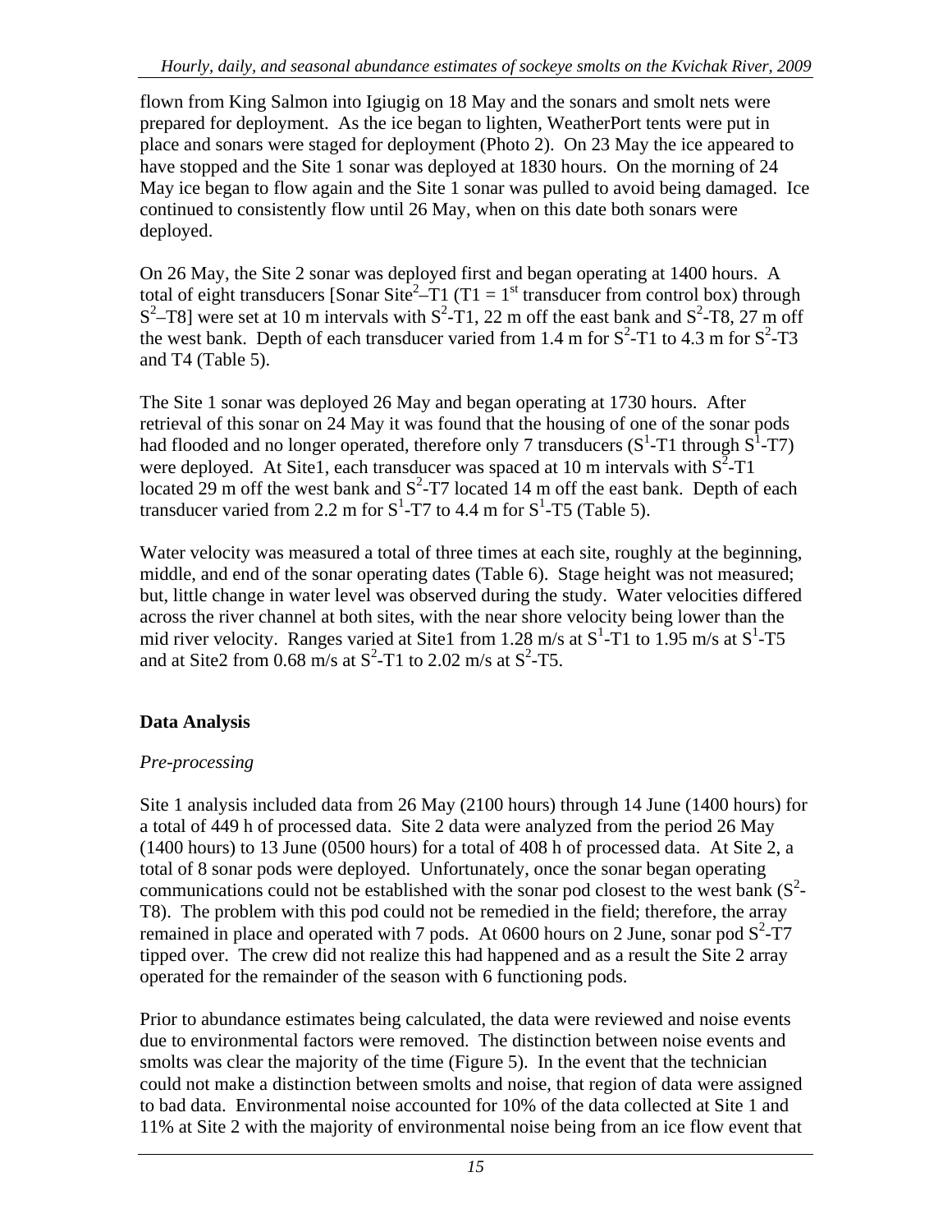flown from King Salmon into Igiugig on 18 May and the sonars and smolt nets were prepared for deployment. As the ice began to lighten, WeatherPort tents were put in place and sonars were staged for deployment (Photo 2). On 23 May the ice appeared to have stopped and the Site 1 sonar was deployed at 1830 hours. On the morning of 24 May ice began to flow again and the Site 1 sonar was pulled to avoid being damaged. Ice continued to consistently flow until 26 May, when on this date both sonars were deployed.

On 26 May, the Site 2 sonar was deployed first and began operating at 1400 hours. A total of eight transducers [Sonar Site$^2$–T1 (T1 = 1$^{st}$ transducer from control box) through $S^2$–T8] were set at 10 m intervals with $S^2$-T1, 22 m off the east bank and $S^2$-T8, 27 m off the west bank. Depth of each transducer varied from 1.4 m for $S^2$-T1 to 4.3 m for $S^2$-T3 and T4 (Table 5).

The Site 1 sonar was deployed 26 May and began operating at 1730 hours. After retrieval of this sonar on 24 May it was found that the housing of one of the sonar pods had flooded and no longer operated, therefore only 7 transducers ($S^1$-T1 through $S^1$-T7) were deployed. At Site1, each transducer was spaced at 10 m intervals with $S^2$-T1 located 29 m off the west bank and $S^2$-T7 located 14 m off the east bank. Depth of each transducer varied from 2.2 m for $S^1$-T7 to 4.4 m for $S^1$-T5 (Table 5).

Water velocity was measured a total of three times at each site, roughly at the beginning, middle, and end of the sonar operating dates (Table 6). Stage height was not measured; but, little change in water level was observed during the study. Water velocities differed across the river channel at both sites, with the near shore velocity being lower than the mid river velocity. Ranges varied at Site1 from 1.28 m/s at $S^1$-T1 to 1.95 m/s at $S^1$-T5 and at Site2 from 0.68 m/s at $S^2$-T1 to 2.02 m/s at $S^2$-T5.

## Data Analysis

### *Pre-processing*

Site 1 analysis included data from 26 May (2100 hours) through 14 June (1400 hours) for a total of 449 h of processed data. Site 2 data were analyzed from the period 26 May (1400 hours) to 13 June (0500 hours) for a total of 408 h of processed data. At Site 2, a total of 8 sonar pods were deployed. Unfortunately, once the sonar began operating communications could not be established with the sonar pod closest to the west bank ($S^2$-T8). The problem with this pod could not be remedied in the field; therefore, the array remained in place and operated with 7 pods. At 0600 hours on 2 June, sonar pod $S^2$-T7 tipped over. The crew did not realize this had happened and as a result the Site 2 array operated for the remainder of the season with 6 functioning pods.

Prior to abundance estimates being calculated, the data were reviewed and noise events due to environmental factors were removed. The distinction between noise events and smolts was clear the majority of the time (Figure 5). In the event that the technician could not make a distinction between smolts and noise, that region of data were assigned to bad data. Environmental noise accounted for 10% of the data collected at Site 1 and 11% at Site 2 with the majority of environmental noise being from an ice flow event that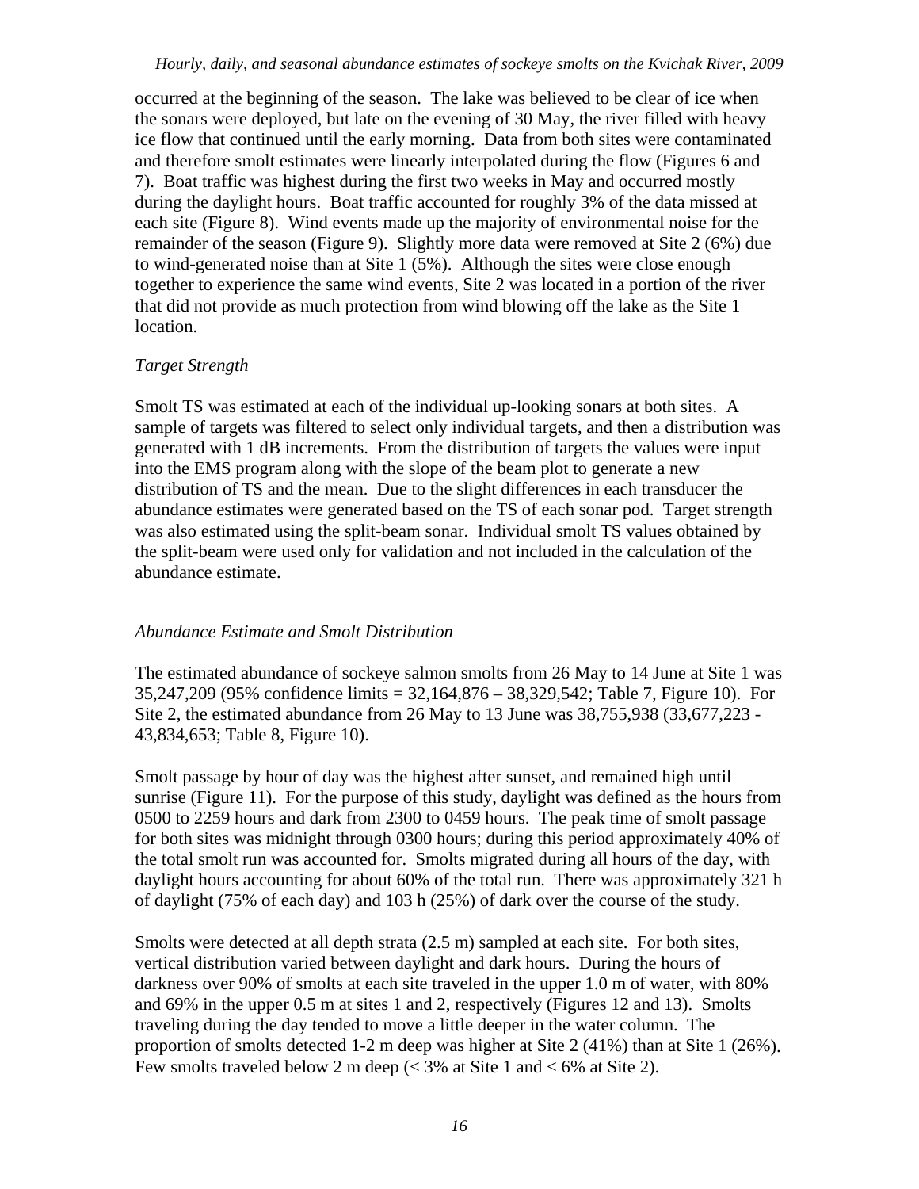occurred at the beginning of the season. The lake was believed to be clear of ice when the sonars were deployed, but late on the evening of 30 May, the river filled with heavy ice flow that continued until the early morning. Data from both sites were contaminated and therefore smolt estimates were linearly interpolated during the flow (Figures 6 and 7). Boat traffic was highest during the first two weeks in May and occurred mostly during the daylight hours. Boat traffic accounted for roughly 3% of the data missed at each site (Figure 8). Wind events made up the majority of environmental noise for the remainder of the season (Figure 9). Slightly more data were removed at Site 2 (6%) due to wind-generated noise than at Site 1 (5%). Although the sites were close enough together to experience the same wind events, Site 2 was located in a portion of the river that did not provide as much protection from wind blowing off the lake as the Site 1 location.

### *Target Strength*

Smolt TS was estimated at each of the individual up-looking sonars at both sites. A sample of targets was filtered to select only individual targets, and then a distribution was generated with 1 dB increments. From the distribution of targets the values were input into the EMS program along with the slope of the beam plot to generate a new distribution of TS and the mean. Due to the slight differences in each transducer the abundance estimates were generated based on the TS of each sonar pod. Target strength was also estimated using the split-beam sonar. Individual smolt TS values obtained by the split-beam were used only for validation and not included in the calculation of the abundance estimate.

### *Abundance Estimate and Smolt Distribution*

The estimated abundance of sockeye salmon smolts from 26 May to 14 June at Site 1 was 35,247,209 (95% confidence limits = 32,164,876 – 38,329,542; Table 7, Figure 10). For Site 2, the estimated abundance from 26 May to 13 June was 38,755,938 (33,677,223 - 43,834,653; Table 8, Figure 10).

Smolt passage by hour of day was the highest after sunset, and remained high until sunrise (Figure 11). For the purpose of this study, daylight was defined as the hours from 0500 to 2259 hours and dark from 2300 to 0459 hours. The peak time of smolt passage for both sites was midnight through 0300 hours; during this period approximately 40% of the total smolt run was accounted for. Smolts migrated during all hours of the day, with daylight hours accounting for about 60% of the total run. There was approximately 321 h of daylight (75% of each day) and 103 h (25%) of dark over the course of the study.

Smolts were detected at all depth strata (2.5 m) sampled at each site. For both sites, vertical distribution varied between daylight and dark hours. During the hours of darkness over 90% of smolts at each site traveled in the upper 1.0 m of water, with 80% and 69% in the upper 0.5 m at sites 1 and 2, respectively (Figures 12 and 13). Smolts traveling during the day tended to move a little deeper in the water column. The proportion of smolts detected 1-2 m deep was higher at Site 2 (41%) than at Site 1 (26%). Few smolts traveled below 2 m deep (< 3% at Site 1 and < 6% at Site 2).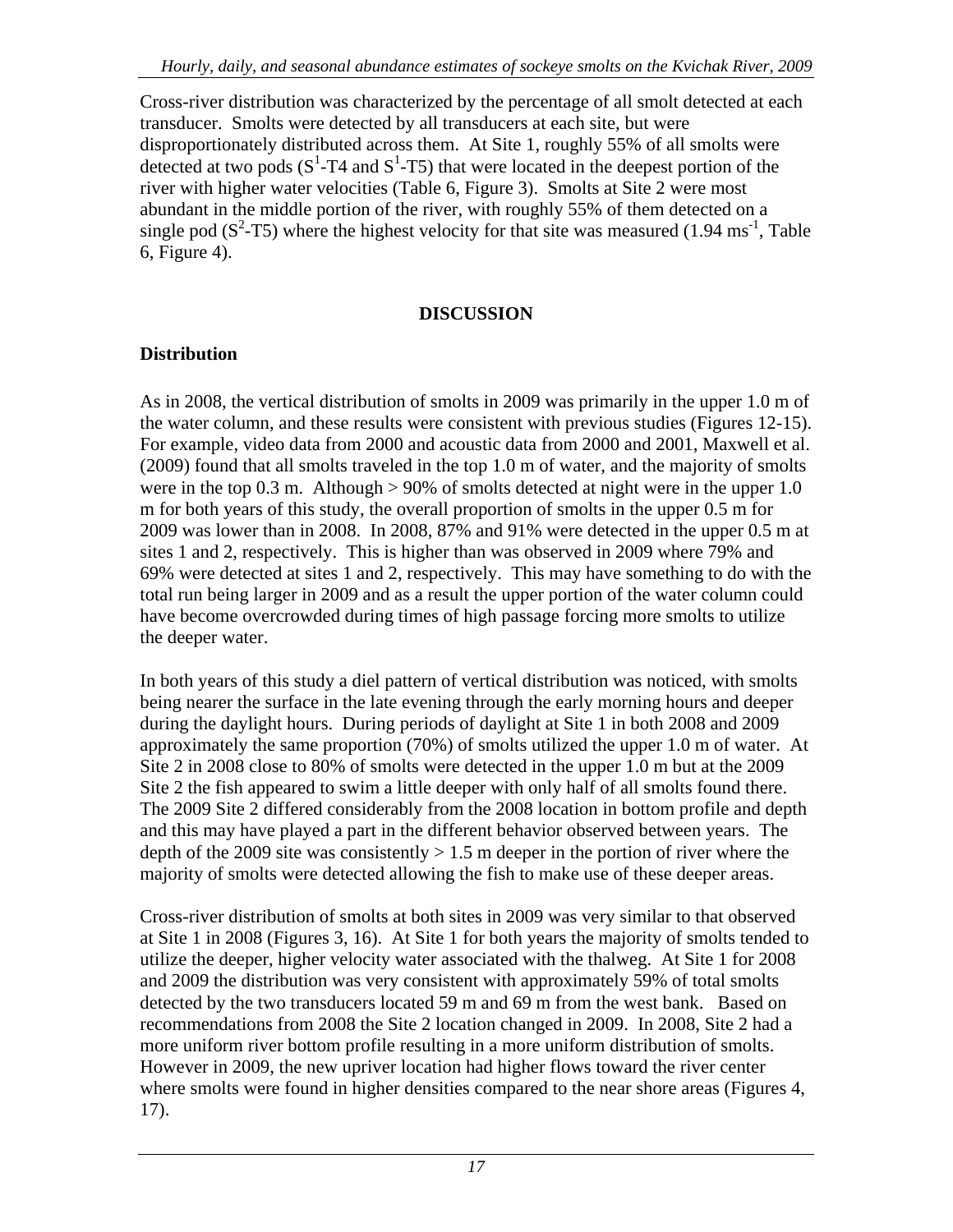Cross-river distribution was characterized by the percentage of all smolt detected at each transducer. Smolts were detected by all transducers at each site, but were disproportionately distributed across them. At Site 1, roughly 55% of all smolts were detected at two pods ($S^1$-T4 and $S^1$-T5) that were located in the deepest portion of the river with higher water velocities (Table 6, Figure 3). Smolts at Site 2 were most abundant in the middle portion of the river, with roughly 55% of them detected on a single pod ($S^2$-T5) where the highest velocity for that site was measured (1.94 $ms^{-1}$, Table 6, Figure 4).

## DISCUSSION

### Distribution

As in 2008, the vertical distribution of smolts in 2009 was primarily in the upper 1.0 m of the water column, and these results were consistent with previous studies (Figures 12-15). For example, video data from 2000 and acoustic data from 2000 and 2001, Maxwell et al. (2009) found that all smolts traveled in the top 1.0 m of water, and the majority of smolts were in the top 0.3 m. Although > 90% of smolts detected at night were in the upper 1.0 m for both years of this study, the overall proportion of smolts in the upper 0.5 m for 2009 was lower than in 2008. In 2008, 87% and 91% were detected in the upper 0.5 m at sites 1 and 2, respectively. This is higher than was observed in 2009 where 79% and 69% were detected at sites 1 and 2, respectively. This may have something to do with the total run being larger in 2009 and as a result the upper portion of the water column could have become overcrowded during times of high passage forcing more smolts to utilize the deeper water.

In both years of this study a diel pattern of vertical distribution was noticed, with smolts being nearer the surface in the late evening through the early morning hours and deeper during the daylight hours. During periods of daylight at Site 1 in both 2008 and 2009 approximately the same proportion (70%) of smolts utilized the upper 1.0 m of water. At Site 2 in 2008 close to 80% of smolts were detected in the upper 1.0 m but at the 2009 Site 2 the fish appeared to swim a little deeper with only half of all smolts found there. The 2009 Site 2 differed considerably from the 2008 location in bottom profile and depth and this may have played a part in the different behavior observed between years. The depth of the 2009 site was consistently > 1.5 m deeper in the portion of river where the majority of smolts were detected allowing the fish to make use of these deeper areas.

Cross-river distribution of smolts at both sites in 2009 was very similar to that observed at Site 1 in 2008 (Figures 3, 16). At Site 1 for both years the majority of smolts tended to utilize the deeper, higher velocity water associated with the thalweg. At Site 1 for 2008 and 2009 the distribution was very consistent with approximately 59% of total smolts detected by the two transducers located 59 m and 69 m from the west bank. Based on recommendations from 2008 the Site 2 location changed in 2009. In 2008, Site 2 had a more uniform river bottom profile resulting in a more uniform distribution of smolts. However in 2009, the new upriver location had higher flows toward the river center where smolts were found in higher densities compared to the near shore areas (Figures 4, 17).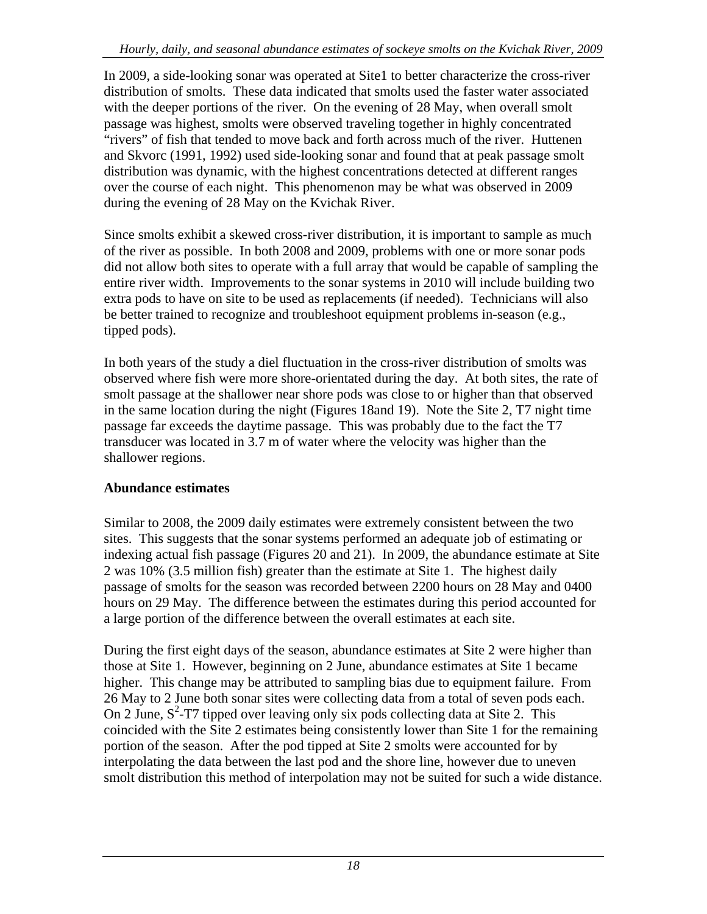In 2009, a side-looking sonar was operated at Site1 to better characterize the cross-river distribution of smolts. These data indicated that smolts used the faster water associated with the deeper portions of the river. On the evening of 28 May, when overall smolt passage was highest, smolts were observed traveling together in highly concentrated "rivers" of fish that tended to move back and forth across much of the river. Huttenen and Skvorc (1991, 1992) used side-looking sonar and found that at peak passage smolt distribution was dynamic, with the highest concentrations detected at different ranges over the course of each night. This phenomenon may be what was observed in 2009 during the evening of 28 May on the Kvichak River.

Since smolts exhibit a skewed cross-river distribution, it is important to sample as much of the river as possible. In both 2008 and 2009, problems with one or more sonar pods did not allow both sites to operate with a full array that would be capable of sampling the entire river width. Improvements to the sonar systems in 2010 will include building two extra pods to have on site to be used as replacements (if needed). Technicians will also be better trained to recognize and troubleshoot equipment problems in-season (e.g., tipped pods).

In both years of the study a diel fluctuation in the cross-river distribution of smolts was observed where fish were more shore-orientated during the day. At both sites, the rate of smolt passage at the shallower near shore pods was close to or higher than that observed in the same location during the night (Figures 18and 19). Note the Site 2, T7 night time passage far exceeds the daytime passage. This was probably due to the fact the T7 transducer was located in 3.7 m of water where the velocity was higher than the shallower regions.

### Abundance estimates

Similar to 2008, the 2009 daily estimates were extremely consistent between the two sites. This suggests that the sonar systems performed an adequate job of estimating or indexing actual fish passage (Figures 20 and 21). In 2009, the abundance estimate at Site 2 was 10% (3.5 million fish) greater than the estimate at Site 1. The highest daily passage of smolts for the season was recorded between 2200 hours on 28 May and 0400 hours on 29 May. The difference between the estimates during this period accounted for a large portion of the difference between the overall estimates at each site.

During the first eight days of the season, abundance estimates at Site 2 were higher than those at Site 1. However, beginning on 2 June, abundance estimates at Site 1 became higher. This change may be attributed to sampling bias due to equipment failure. From 26 May to 2 June both sonar sites were collecting data from a total of seven pods each. On 2 June, $S^2$-T7 tipped over leaving only six pods collecting data at Site 2. This coincided with the Site 2 estimates being consistently lower than Site 1 for the remaining portion of the season. After the pod tipped at Site 2 smolts were accounted for by interpolating the data between the last pod and the shore line, however due to uneven smolt distribution this method of interpolation may not be suited for such a wide distance.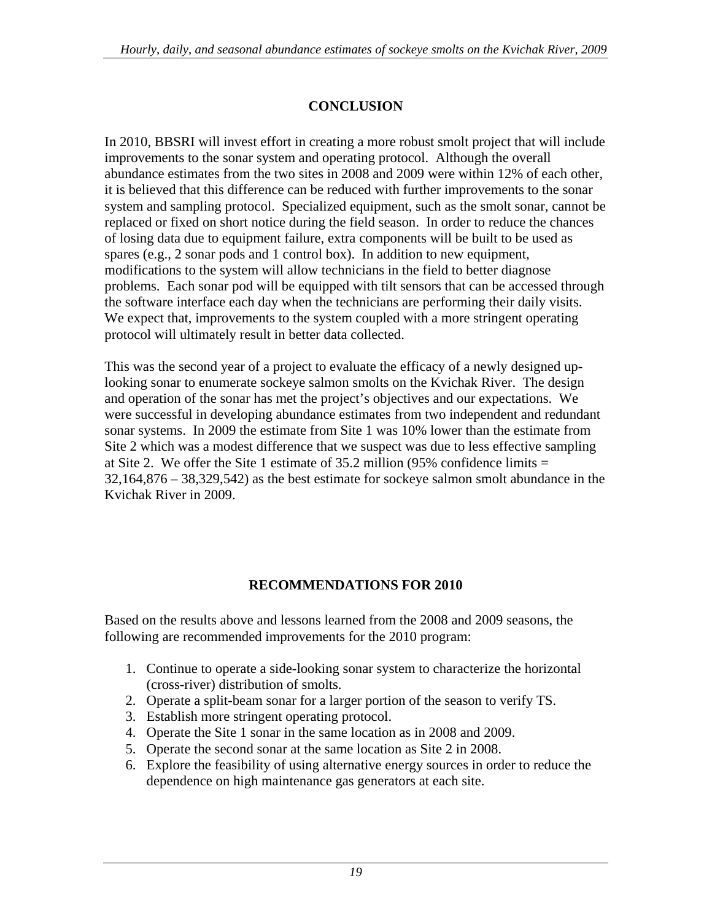## CONCLUSION

In 2010, BBSRI will invest effort in creating a more robust smolt project that will include improvements to the sonar system and operating protocol. Although the overall abundance estimates from the two sites in 2008 and 2009 were within 12% of each other, it is believed that this difference can be reduced with further improvements to the sonar system and sampling protocol. Specialized equipment, such as the smolt sonar, cannot be replaced or fixed on short notice during the field season. In order to reduce the chances of losing data due to equipment failure, extra components will be built to be used as spares (e.g., 2 sonar pods and 1 control box). In addition to new equipment, modifications to the system will allow technicians in the field to better diagnose problems. Each sonar pod will be equipped with tilt sensors that can be accessed through the software interface each day when the technicians are performing their daily visits. We expect that, improvements to the system coupled with a more stringent operating protocol will ultimately result in better data collected.

This was the second year of a project to evaluate the efficacy of a newly designed up-looking sonar to enumerate sockeye salmon smolts on the Kvichak River. The design and operation of the sonar has met the project's objectives and our expectations. We were successful in developing abundance estimates from two independent and redundant sonar systems. In 2009 the estimate from Site 1 was 10% lower than the estimate from Site 2 which was a modest difference that we suspect was due to less effective sampling at Site 2. We offer the Site 1 estimate of 35.2 million (95% confidence limits = 32,164,876 – 38,329,542) as the best estimate for sockeye salmon smolt abundance in the Kvichak River in 2009.

## RECOMMENDATIONS FOR 2010

Based on the results above and lessons learned from the 2008 and 2009 seasons, the following are recommended improvements for the 2010 program:

1. Continue to operate a side-looking sonar system to characterize the horizontal (cross-river) distribution of smolts.
2. Operate a split-beam sonar for a larger portion of the season to verify TS.
3. Establish more stringent operating protocol.
4. Operate the Site 1 sonar in the same location as in 2008 and 2009.
5. Operate the second sonar at the same location as Site 2 in 2008.
6. Explore the feasibility of using alternative energy sources in order to reduce the dependence on high maintenance gas generators at each site.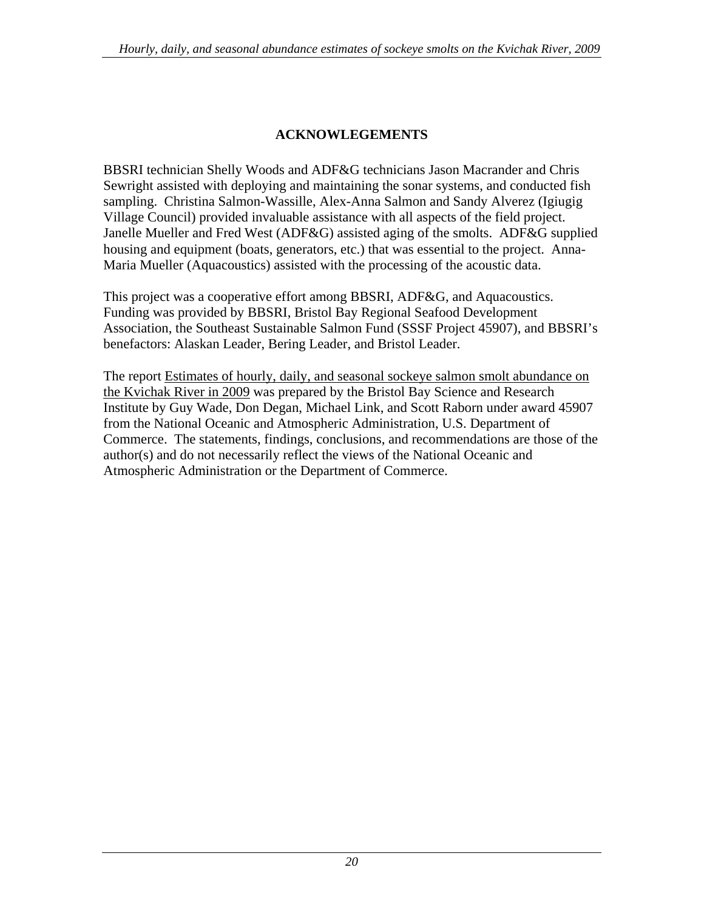# ACKNOWLEGEMENTS

BBSRI technician Shelly Woods and ADF&G technicians Jason Macrander and Chris Sewright assisted with deploying and maintaining the sonar systems, and conducted fish sampling. Christina Salmon-Wassille, Alex-Anna Salmon and Sandy Alverez (Igiugig Village Council) provided invaluable assistance with all aspects of the field project. Janelle Mueller and Fred West (ADF&G) assisted aging of the smolts. ADF&G supplied housing and equipment (boats, generators, etc.) that was essential to the project. Anna-Maria Mueller (Aquacoustics) assisted with the processing of the acoustic data.

This project was a cooperative effort among BBSRI, ADF&G, and Aquacoustics. Funding was provided by BBSRI, Bristol Bay Regional Seafood Development Association, the Southeast Sustainable Salmon Fund (SSSF Project 45907), and BBSRI's benefactors: Alaskan Leader, Bering Leader, and Bristol Leader.

The report Estimates of hourly, daily, and seasonal sockeye salmon smolt abundance on the Kvichak River in 2009 was prepared by the Bristol Bay Science and Research Institute by Guy Wade, Don Degan, Michael Link, and Scott Raborn under award 45907 from the National Oceanic and Atmospheric Administration, U.S. Department of Commerce. The statements, findings, conclusions, and recommendations are those of the author(s) and do not necessarily reflect the views of the National Oceanic and Atmospheric Administration or the Department of Commerce.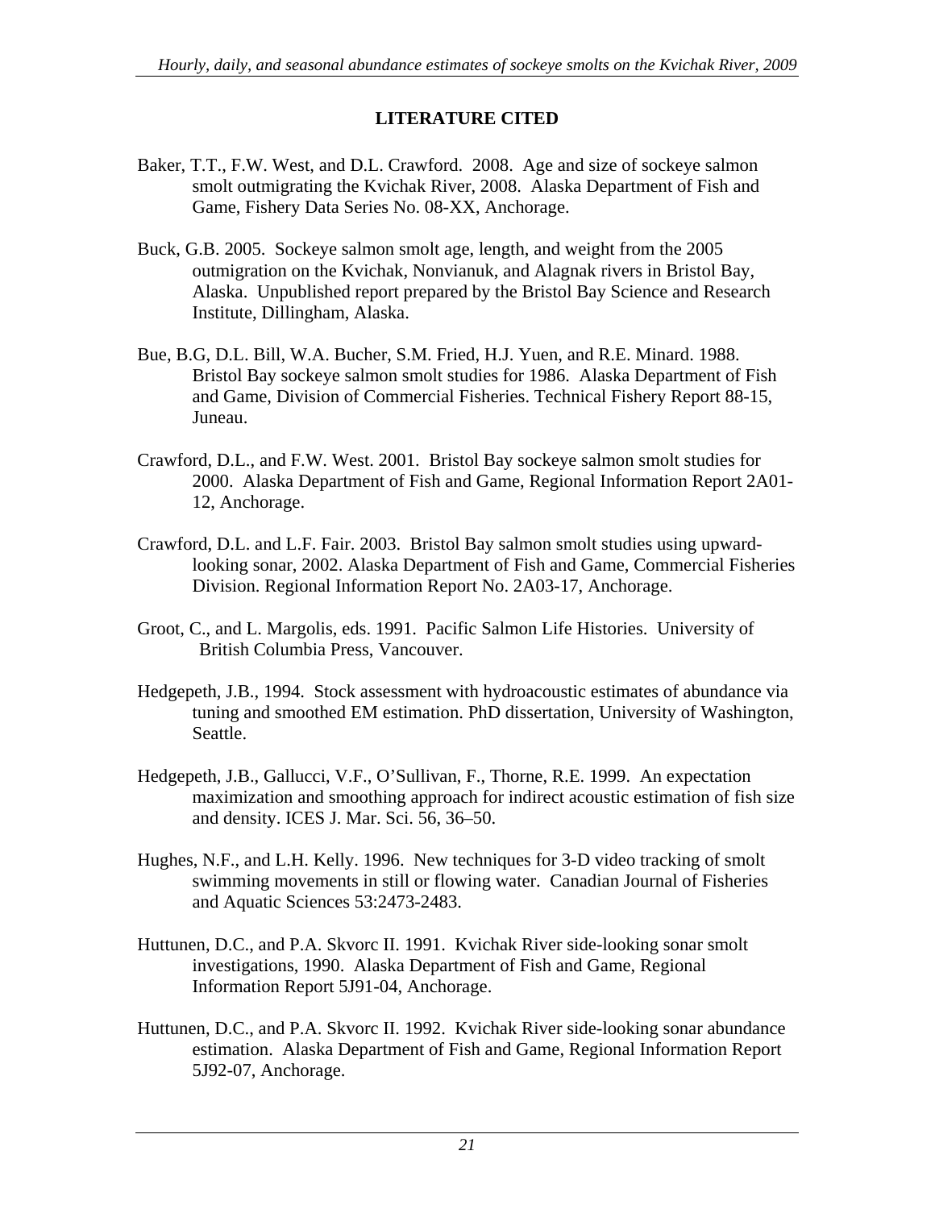## LITERATURE CITED

Baker, T.T., F.W. West, and D.L. Crawford. 2008. Age and size of sockeye salmon smolt outmigrating the Kvichak River, 2008. Alaska Department of Fish and Game, Fishery Data Series No. 08-XX, Anchorage.

Buck, G.B. 2005. Sockeye salmon smolt age, length, and weight from the 2005 outmigration on the Kvichak, Nonvianuk, and Alagnak rivers in Bristol Bay, Alaska. Unpublished report prepared by the Bristol Bay Science and Research Institute, Dillingham, Alaska.

Bue, B.G, D.L. Bill, W.A. Bucher, S.M. Fried, H.J. Yuen, and R.E. Minard. 1988. Bristol Bay sockeye salmon smolt studies for 1986. Alaska Department of Fish and Game, Division of Commercial Fisheries. Technical Fishery Report 88-15, Juneau.

Crawford, D.L., and F.W. West. 2001. Bristol Bay sockeye salmon smolt studies for 2000. Alaska Department of Fish and Game, Regional Information Report 2A01-12, Anchorage.

Crawford, D.L. and L.F. Fair. 2003. Bristol Bay salmon smolt studies using upward-looking sonar, 2002. Alaska Department of Fish and Game, Commercial Fisheries Division. Regional Information Report No. 2A03-17, Anchorage.

Groot, C., and L. Margolis, eds. 1991. Pacific Salmon Life Histories. University of British Columbia Press, Vancouver.

Hedgepeth, J.B., 1994. Stock assessment with hydroacoustic estimates of abundance via tuning and smoothed EM estimation. PhD dissertation, University of Washington, Seattle.

Hedgepeth, J.B., Gallucci, V.F., O'Sullivan, F., Thorne, R.E. 1999. An expectation maximization and smoothing approach for indirect acoustic estimation of fish size and density. ICES J. Mar. Sci. 56, 36–50.

Hughes, N.F., and L.H. Kelly. 1996. New techniques for 3-D video tracking of smolt swimming movements in still or flowing water. Canadian Journal of Fisheries and Aquatic Sciences 53:2473-2483.

Huttunen, D.C., and P.A. Skvorc II. 1991. Kvichak River side-looking sonar smolt investigations, 1990. Alaska Department of Fish and Game, Regional Information Report 5J91-04, Anchorage.

Huttunen, D.C., and P.A. Skvorc II. 1992. Kvichak River side-looking sonar abundance estimation. Alaska Department of Fish and Game, Regional Information Report 5J92-07, Anchorage.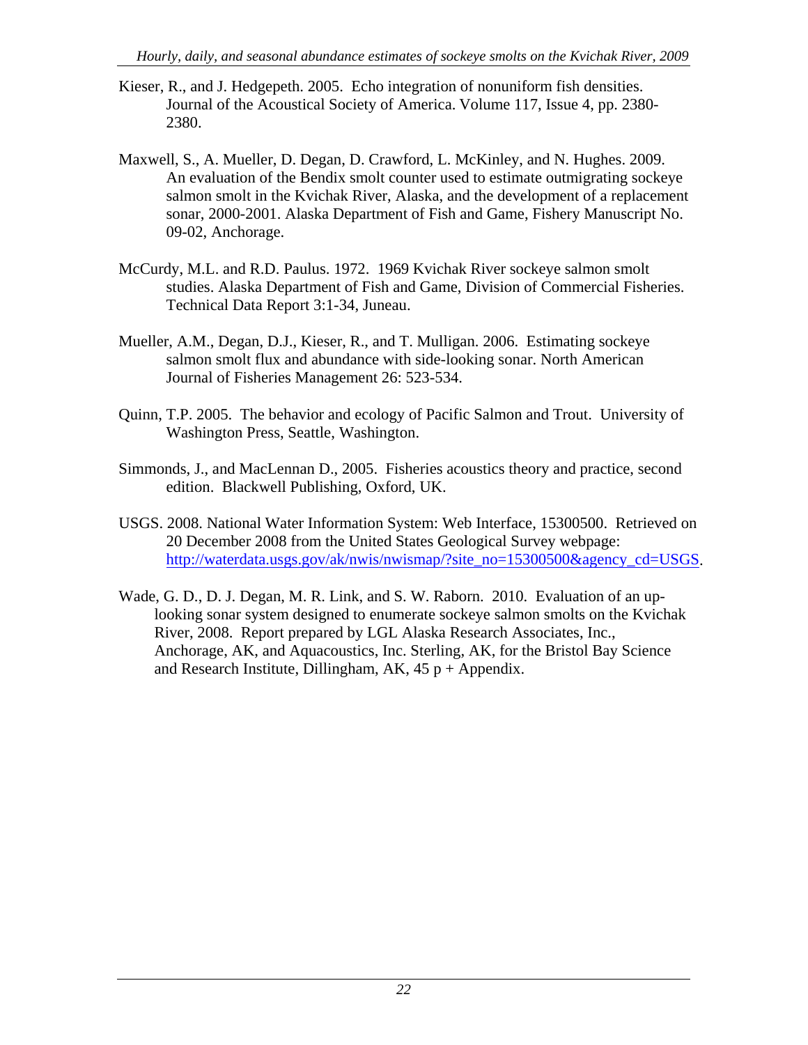Kieser, R., and J. Hedgepeth. 2005. Echo integration of nonuniform fish densities. Journal of the Acoustical Society of America. Volume 117, Issue 4, pp. 2380-2380.

Maxwell, S., A. Mueller, D. Degan, D. Crawford, L. McKinley, and N. Hughes. 2009. An evaluation of the Bendix smolt counter used to estimate outmigrating sockeye salmon smolt in the Kvichak River, Alaska, and the development of a replacement sonar, 2000-2001. Alaska Department of Fish and Game, Fishery Manuscript No. 09-02, Anchorage.

McCurdy, M.L. and R.D. Paulus. 1972. 1969 Kvichak River sockeye salmon smolt studies. Alaska Department of Fish and Game, Division of Commercial Fisheries. Technical Data Report 3:1-34, Juneau.

Mueller, A.M., Degan, D.J., Kieser, R., and T. Mulligan. 2006. Estimating sockeye salmon smolt flux and abundance with side-looking sonar. North American Journal of Fisheries Management 26: 523-534.

Quinn, T.P. 2005. The behavior and ecology of Pacific Salmon and Trout. University of Washington Press, Seattle, Washington.

Simmonds, J., and MacLennan D., 2005. Fisheries acoustics theory and practice, second edition. Blackwell Publishing, Oxford, UK.

USGS. 2008. National Water Information System: Web Interface, 15300500. Retrieved on 20 December 2008 from the United States Geological Survey webpage: http://waterdata.usgs.gov/ak/nwis/nwismap/?site_no=15300500&agency_cd=USGS.

Wade, G. D., D. J. Degan, M. R. Link, and S. W. Raborn. 2010. Evaluation of an up-looking sonar system designed to enumerate sockeye salmon smolts on the Kvichak River, 2008. Report prepared by LGL Alaska Research Associates, Inc., Anchorage, AK, and Aquacoustics, Inc. Sterling, AK, for the Bristol Bay Science and Research Institute, Dillingham, AK, 45 p + Appendix.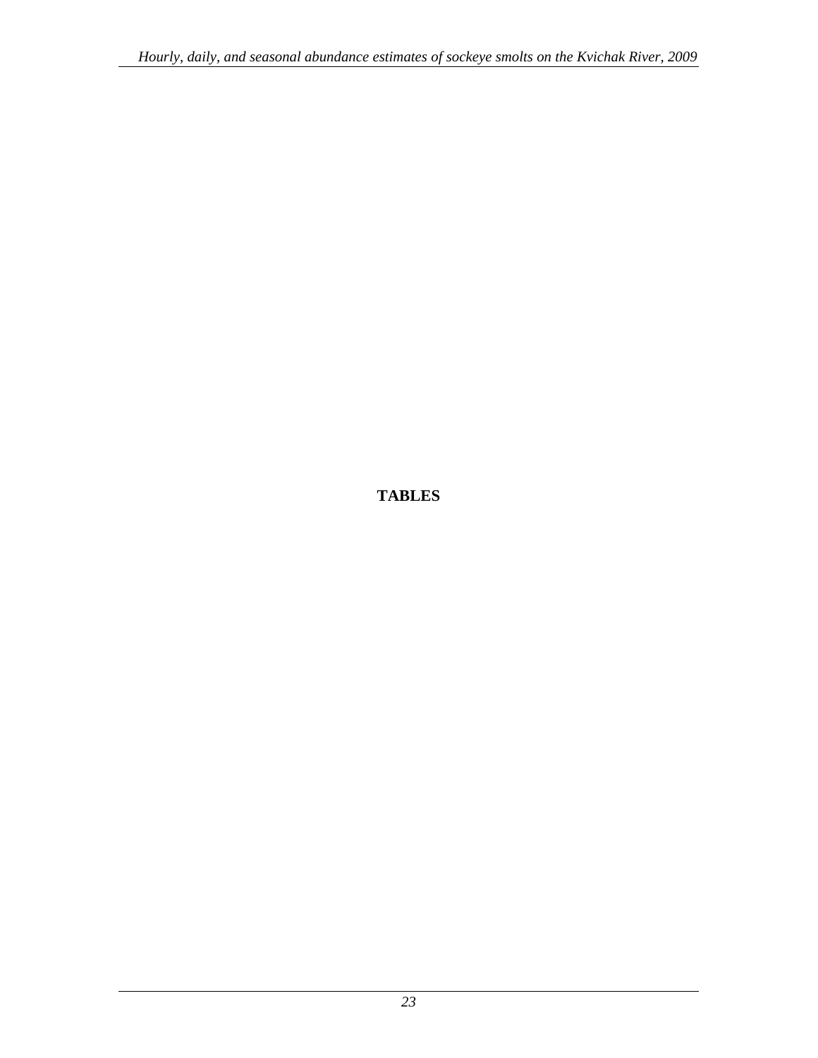# TABLES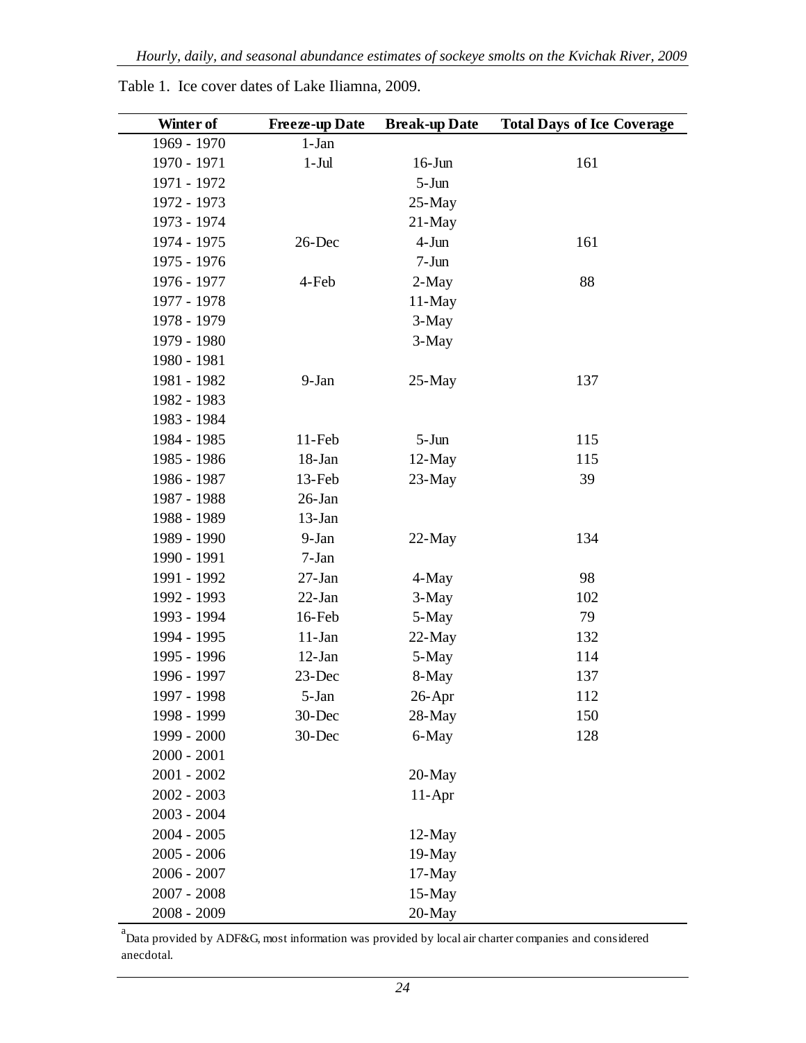Table 1. Ice cover dates of Lake Iliamna, 2009.

| Winter of | Freeze-up Date | Break-up Date | Total Days of Ice Coverage |
|---|---|---|---|
| 1969 - 1970 | 1-Jan | | |
| 1970 - 1971 | 1-Jul | 16-Jun | 161 |
| 1971 - 1972 | | 5-Jun | |
| 1972 - 1973 | | 25-May | |
| 1973 - 1974 | | 21-May | |
| 1974 - 1975 | 26-Dec | 4-Jun | 161 |
| 1975 - 1976 | | 7-Jun | |
| 1976 - 1977 | 4-Feb | 2-May | 88 |
| 1977 - 1978 | | 11-May | |
| 1978 - 1979 | | 3-May | |
| 1979 - 1980 | | 3-May | |
| 1980 - 1981 | | | |
| 1981 - 1982 | 9-Jan | 25-May | 137 |
| 1982 - 1983 | | | |
| 1983 - 1984 | | | |
| 1984 - 1985 | 11-Feb | 5-Jun | 115 |
| 1985 - 1986 | 18-Jan | 12-May | 115 |
| 1986 - 1987 | 13-Feb | 23-May | 39 |
| 1987 - 1988 | 26-Jan | | |
| 1988 - 1989 | 13-Jan | | |
| 1989 - 1990 | 9-Jan | 22-May | 134 |
| 1990 - 1991 | 7-Jan | | |
| 1991 - 1992 | 27-Jan | 4-May | 98 |
| 1992 - 1993 | 22-Jan | 3-May | 102 |
| 1993 - 1994 | 16-Feb | 5-May | 79 |
| 1994 - 1995 | 11-Jan | 22-May | 132 |
| 1995 - 1996 | 12-Jan | 5-May | 114 |
| 1996 - 1997 | 23-Dec | 8-May | 137 |
| 1997 - 1998 | 5-Jan | 26-Apr | 112 |
| 1998 - 1999 | 30-Dec | 28-May | 150 |
| 1999 - 2000 | 30-Dec | 6-May | 128 |
| 2000 - 2001 | | | |
| 2001 - 2002 | | 20-May | |
| 2002 - 2003 | | 11-Apr | |
| 2003 - 2004 | | | |
| 2004 - 2005 | | 12-May | |
| 2005 - 2006 | | 19-May | |
| 2006 - 2007 | | 17-May | |
| 2007 - 2008 | | 15-May | |
| 2008 - 2009 | | 20-May | |

[a] Data provided by ADF&G, most information was provided by local air charter companies and considered anecdotal.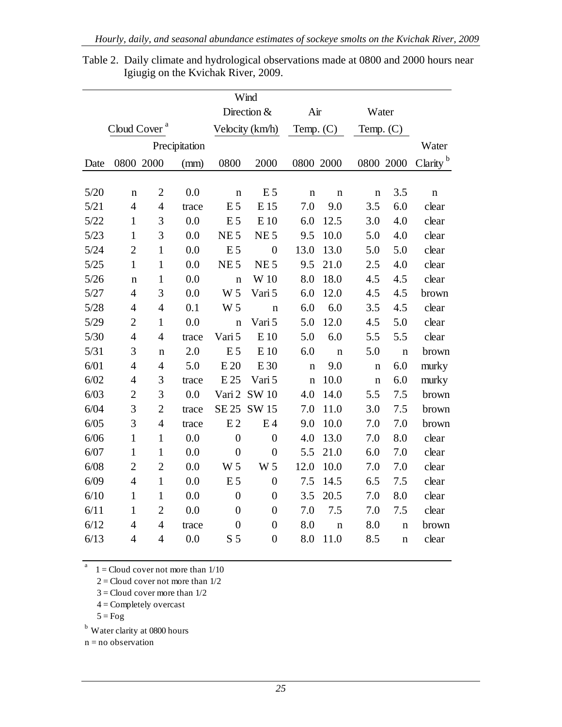Table 2. Daily climate and hydrological observations made at 0800 and 2000 hours near Igiugig on the Kvichak River, 2009.

| | Cloud Cover [a] | | | Wind Direction & Velocity (km/h) | | Air Temp. (C) | | Water Temp. (C) | | |
|---|---|---|---|---|---|---|---|---|---|---|
| Date | 0800 | 2000 | Precipitation (mm) | 0800 | 2000 | 0800 | 2000 | 0800 | 2000 | Water Clarity [b] |
| 5/20 | n | 2 | 0.0 | n | E 5 | n | n | n | 3.5 | n |
| 5/21 | 4 | 4 | trace | E 5 | E 15 | 7.0 | 9.0 | 3.5 | 6.0 | clear |
| 5/22 | 1 | 3 | 0.0 | E 5 | E 10 | 6.0 | 12.5 | 3.0 | 4.0 | clear |
| 5/23 | 1 | 3 | 0.0 | NE 5 | NE 5 | 9.5 | 10.0 | 5.0 | 4.0 | clear |
| 5/24 | 2 | 1 | 0.0 | E 5 | 0 | 13.0 | 13.0 | 5.0 | 5.0 | clear |
| 5/25 | 1 | 1 | 0.0 | NE 5 | NE 5 | 9.5 | 21.0 | 2.5 | 4.0 | clear |
| 5/26 | n | 1 | 0.0 | n | W 10 | 8.0 | 18.0 | 4.5 | 4.5 | clear |
| 5/27 | 4 | 3 | 0.0 | W 5 | Vari 5 | 6.0 | 12.0 | 4.5 | 4.5 | brown |
| 5/28 | 4 | 4 | 0.1 | W 5 | n | 6.0 | 6.0 | 3.5 | 4.5 | clear |
| 5/29 | 2 | 1 | 0.0 | n | Vari 5 | 5.0 | 12.0 | 4.5 | 5.0 | clear |
| 5/30 | 4 | 4 | trace | Vari 5 | E 10 | 5.0 | 6.0 | 5.5 | 5.5 | clear |
| 5/31 | 3 | n | 2.0 | E 5 | E 10 | 6.0 | n | 5.0 | n | brown |
| 6/01 | 4 | 4 | 5.0 | E 20 | E 30 | n | 9.0 | n | 6.0 | murky |
| 6/02 | 4 | 3 | trace | E 25 | Vari 5 | n | 10.0 | n | 6.0 | murky |
| 6/03 | 2 | 3 | 0.0 | Vari 2 | SW 10 | 4.0 | 14.0 | 5.5 | 7.5 | brown |
| 6/04 | 3 | 2 | trace | SE 25 | SW 15 | 7.0 | 11.0 | 3.0 | 7.5 | brown |
| 6/05 | 3 | 4 | trace | E 2 | E 4 | 9.0 | 10.0 | 7.0 | 7.0 | brown |
| 6/06 | 1 | 1 | 0.0 | 0 | 0 | 4.0 | 13.0 | 7.0 | 8.0 | clear |
| 6/07 | 1 | 1 | 0.0 | 0 | 0 | 5.5 | 21.0 | 6.0 | 7.0 | clear |
| 6/08 | 2 | 2 | 0.0 | W 5 | W 5 | 12.0 | 10.0 | 7.0 | 7.0 | clear |
| 6/09 | 4 | 1 | 0.0 | E 5 | 0 | 7.5 | 14.5 | 6.5 | 7.5 | clear |
| 6/10 | 1 | 1 | 0.0 | 0 | 0 | 3.5 | 20.5 | 7.0 | 8.0 | clear |
| 6/11 | 1 | 2 | 0.0 | 0 | 0 | 7.0 | 7.5 | 7.0 | 7.5 | clear |
| 6/12 | 4 | 4 | trace | 0 | 0 | 8.0 | n | 8.0 | n | brown |
| 6/13 | 4 | 4 | 0.0 | S 5 | 0 | 8.0 | 11.0 | 8.5 | n | clear |

[a] 1 = Cloud cover not more than 1/10
2 = Cloud cover not more than 1/2
3 = Cloud cover more than 1/2
4 = Completely overcast
5 = Fog

[b] Water clarity at 0800 hours

n = no observation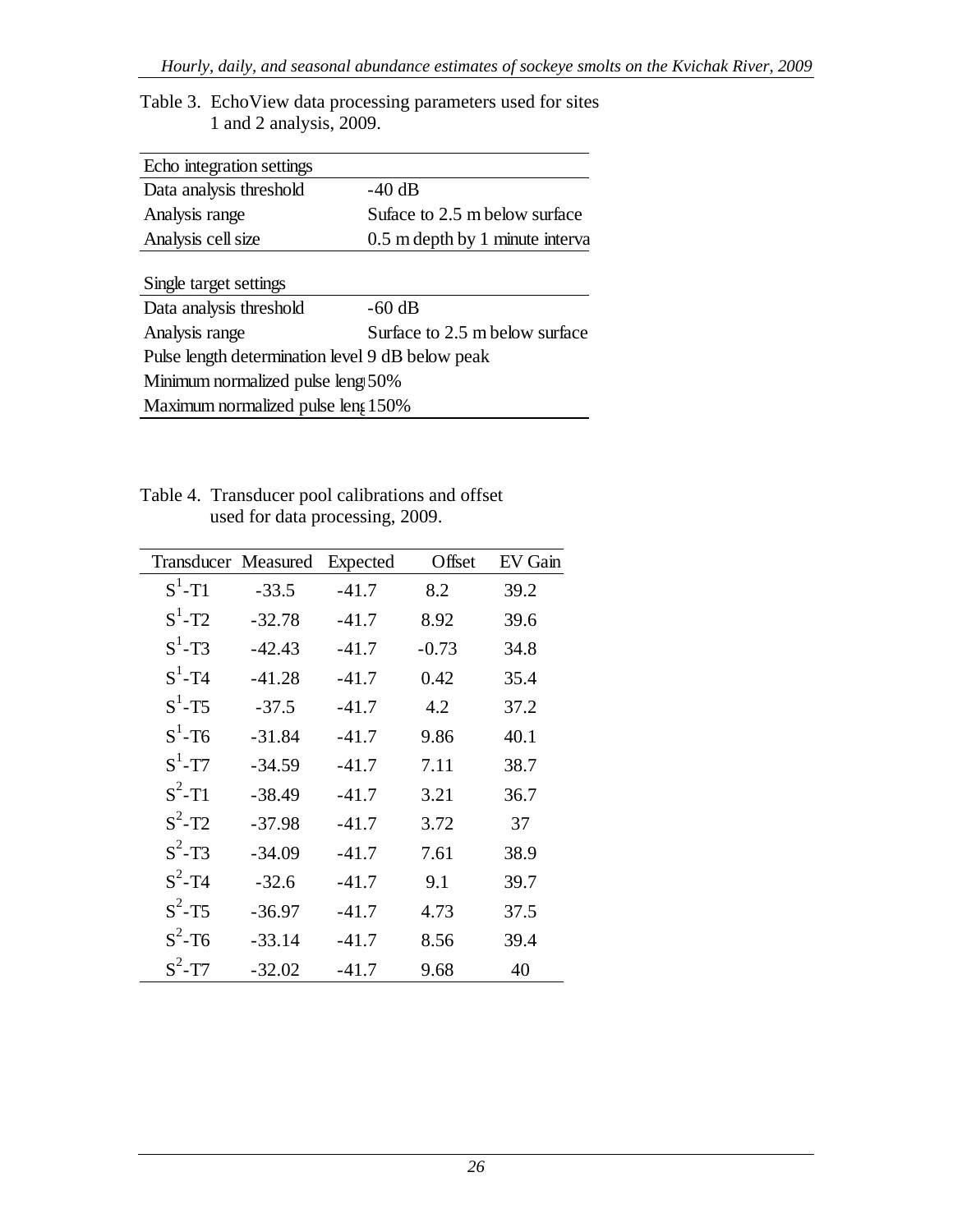Table 3. EchoView data processing parameters used for sites 1 and 2 analysis, 2009.

| Echo integration settings | |
|---|---|
| Data analysis threshold | -40 dB |
| Analysis range | Suface to 2.5 m below surface |
| Analysis cell size | 0.5 m depth by 1 minute interva |
| | |
| **Single target settings** | |
| Data analysis threshold | -60 dB |
| Analysis range | Surface to 2.5 m below surface |
| Pulse length determination level | 9 dB below peak |
| Minimum normalized pulse leng | 50% |
| Maximum normalized pulse leng | 150% |

Table 4. Transducer pool calibrations and offset used for data processing, 2009.

| Transducer | Measured | Expected | Offset | EV Gain |
|---|---|---|---|---|
| $S^1$-T1 | -33.5 | -41.7 | 8.2 | 39.2 |
| $S^1$-T2 | -32.78 | -41.7 | 8.92 | 39.6 |
| $S^1$-T3 | -42.43 | -41.7 | -0.73 | 34.8 |
| $S^1$-T4 | -41.28 | -41.7 | 0.42 | 35.4 |
| $S^1$-T5 | -37.5 | -41.7 | 4.2 | 37.2 |
| $S^1$-T6 | -31.84 | -41.7 | 9.86 | 40.1 |
| $S^1$-T7 | -34.59 | -41.7 | 7.11 | 38.7 |
| $S^2$-T1 | -38.49 | -41.7 | 3.21 | 36.7 |
| $S^2$-T2 | -37.98 | -41.7 | 3.72 | 37 |
| $S^2$-T3 | -34.09 | -41.7 | 7.61 | 38.9 |
| $S^2$-T4 | -32.6 | -41.7 | 9.1 | 39.7 |
| $S^2$-T5 | -36.97 | -41.7 | 4.73 | 37.5 |
| $S^2$-T6 | -33.14 | -41.7 | 8.56 | 39.4 |
| $S^2$-T7 | -32.02 | -41.7 | 9.68 | 40 |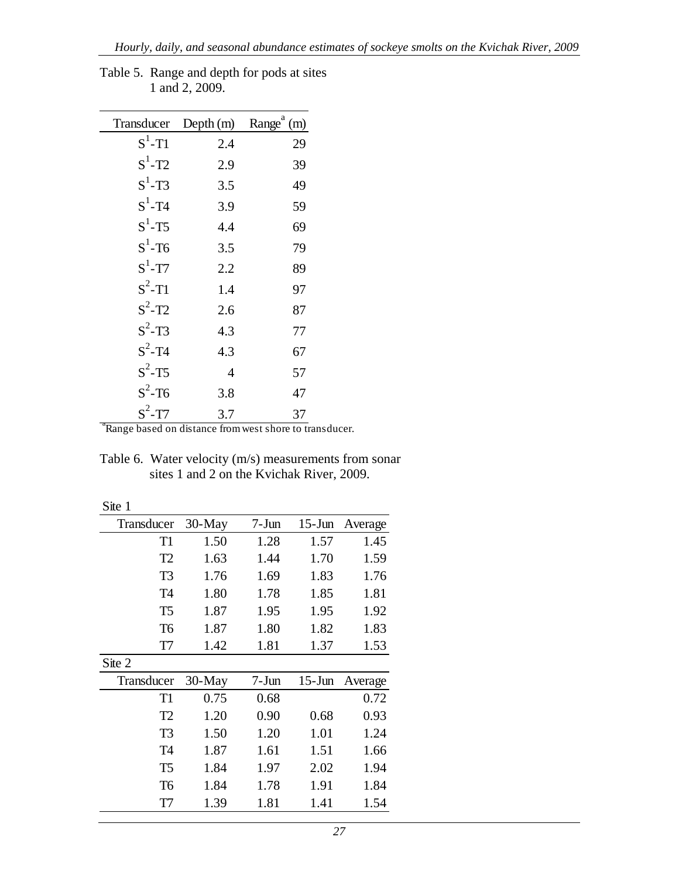Table 5. Range and depth for pods at sites 1 and 2, 2009.

| Transducer | Depth (m) | Range[a] (m) |
|---|---|---|
| $S^1$-T1 | 2.4 | 29 |
| $S^1$-T2 | 2.9 | 39 |
| $S^1$-T3 | 3.5 | 49 |
| $S^1$-T4 | 3.9 | 59 |
| $S^1$-T5 | 4.4 | 69 |
| $S^1$-T6 | 3.5 | 79 |
| $S^1$-T7 | 2.2 | 89 |
| $S^2$-T1 | 1.4 | 97 |
| $S^2$-T2 | 2.6 | 87 |
| $S^2$-T3 | 4.3 | 77 |
| $S^2$-T4 | 4.3 | 67 |
| $S^2$-T5 | 4 | 57 |
| $S^2$-T6 | 3.8 | 47 |
| $S^2$-T7 | 3.7 | 37 |

[a]Range based on distance from west shore to transducer.

Table 6. Water velocity (m/s) measurements from sonar sites 1 and 2 on the Kvichak River, 2009.

Site 1

| Transducer | 30-May | 7-Jun | 15-Jun | Average |
|---|---|---|---|---|
| T1 | 1.50 | 1.28 | 1.57 | 1.45 |
| T2 | 1.63 | 1.44 | 1.70 | 1.59 |
| T3 | 1.76 | 1.69 | 1.83 | 1.76 |
| T4 | 1.80 | 1.78 | 1.85 | 1.81 |
| T5 | 1.87 | 1.95 | 1.95 | 1.92 |
| T6 | 1.87 | 1.80 | 1.82 | 1.83 |
| T7 | 1.42 | 1.81 | 1.37 | 1.53 |

Site 2

| Transducer | 30-May | 7-Jun | 15-Jun | Average |
|---|---|---|---|---|
| T1 | 0.75 | 0.68 | | 0.72 |
| T2 | 1.20 | 0.90 | 0.68 | 0.93 |
| T3 | 1.50 | 1.20 | 1.01 | 1.24 |
| T4 | 1.87 | 1.61 | 1.51 | 1.66 |
| T5 | 1.84 | 1.97 | 2.02 | 1.94 |
| T6 | 1.84 | 1.78 | 1.91 | 1.84 |
| T7 | 1.39 | 1.81 | 1.41 | 1.54 |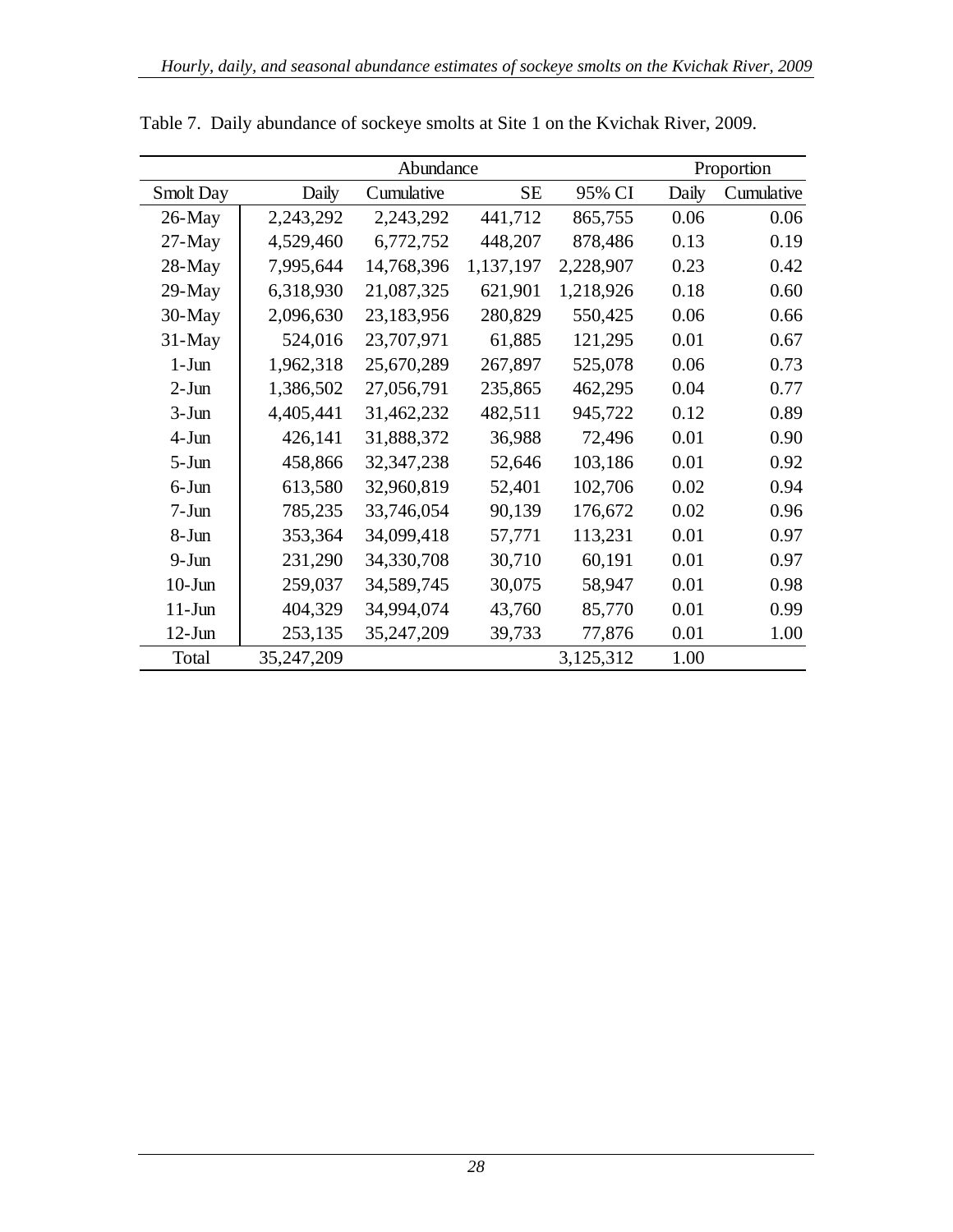Table 7. Daily abundance of sockeye smolts at Site 1 on the Kvichak River, 2009.

| | Abundance | | | | Proportion | |
|---|---|---|---|---|---|---|
| Smolt Day | Daily | Cumulative | SE | 95% CI | Daily | Cumulative |
| 26-May | 2,243,292 | 2,243,292 | 441,712 | 865,755 | 0.06 | 0.06 |
| 27-May | 4,529,460 | 6,772,752 | 448,207 | 878,486 | 0.13 | 0.19 |
| 28-May | 7,995,644 | 14,768,396 | 1,137,197 | 2,228,907 | 0.23 | 0.42 |
| 29-May | 6,318,930 | 21,087,325 | 621,901 | 1,218,926 | 0.18 | 0.60 |
| 30-May | 2,096,630 | 23,183,956 | 280,829 | 550,425 | 0.06 | 0.66 |
| 31-May | 524,016 | 23,707,971 | 61,885 | 121,295 | 0.01 | 0.67 |
| 1-Jun | 1,962,318 | 25,670,289 | 267,897 | 525,078 | 0.06 | 0.73 |
| 2-Jun | 1,386,502 | 27,056,791 | 235,865 | 462,295 | 0.04 | 0.77 |
| 3-Jun | 4,405,441 | 31,462,232 | 482,511 | 945,722 | 0.12 | 0.89 |
| 4-Jun | 426,141 | 31,888,372 | 36,988 | 72,496 | 0.01 | 0.90 |
| 5-Jun | 458,866 | 32,347,238 | 52,646 | 103,186 | 0.01 | 0.92 |
| 6-Jun | 613,580 | 32,960,819 | 52,401 | 102,706 | 0.02 | 0.94 |
| 7-Jun | 785,235 | 33,746,054 | 90,139 | 176,672 | 0.02 | 0.96 |
| 8-Jun | 353,364 | 34,099,418 | 57,771 | 113,231 | 0.01 | 0.97 |
| 9-Jun | 231,290 | 34,330,708 | 30,710 | 60,191 | 0.01 | 0.97 |
| 10-Jun | 259,037 | 34,589,745 | 30,075 | 58,947 | 0.01 | 0.98 |
| 11-Jun | 404,329 | 34,994,074 | 43,760 | 85,770 | 0.01 | 0.99 |
| 12-Jun | 253,135 | 35,247,209 | 39,733 | 77,876 | 0.01 | 1.00 |
| Total | 35,247,209 | | | 3,125,312 | 1.00 | |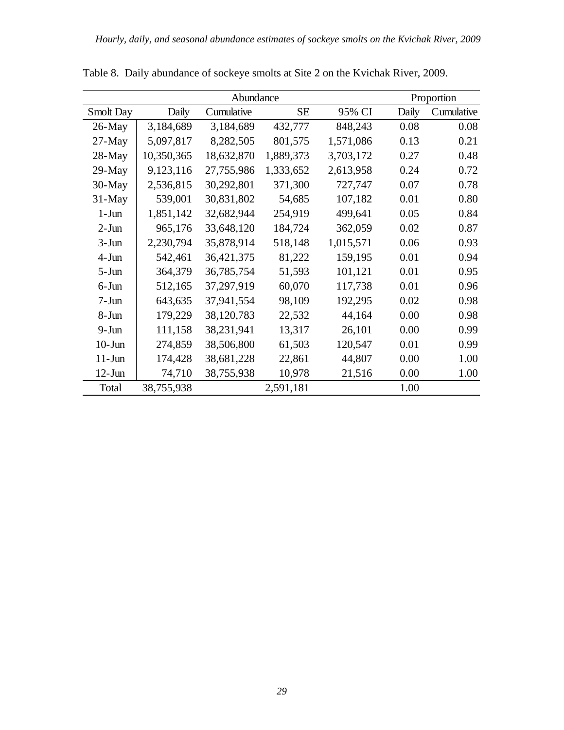Table 8. Daily abundance of sockeye smolts at Site 2 on the Kvichak River, 2009.

| | Abundance | | | | Proportion | |
|---|---|---|---|---|---|---|
| Smolt Day | Daily | Cumulative | SE | 95% CI | Daily | Cumulative |
| 26-May | 3,184,689 | 3,184,689 | 432,777 | 848,243 | 0.08 | 0.08 |
| 27-May | 5,097,817 | 8,282,505 | 801,575 | 1,571,086 | 0.13 | 0.21 |
| 28-May | 10,350,365 | 18,632,870 | 1,889,373 | 3,703,172 | 0.27 | 0.48 |
| 29-May | 9,123,116 | 27,755,986 | 1,333,652 | 2,613,958 | 0.24 | 0.72 |
| 30-May | 2,536,815 | 30,292,801 | 371,300 | 727,747 | 0.07 | 0.78 |
| 31-May | 539,001 | 30,831,802 | 54,685 | 107,182 | 0.01 | 0.80 |
| 1-Jun | 1,851,142 | 32,682,944 | 254,919 | 499,641 | 0.05 | 0.84 |
| 2-Jun | 965,176 | 33,648,120 | 184,724 | 362,059 | 0.02 | 0.87 |
| 3-Jun | 2,230,794 | 35,878,914 | 518,148 | 1,015,571 | 0.06 | 0.93 |
| 4-Jun | 542,461 | 36,421,375 | 81,222 | 159,195 | 0.01 | 0.94 |
| 5-Jun | 364,379 | 36,785,754 | 51,593 | 101,121 | 0.01 | 0.95 |
| 6-Jun | 512,165 | 37,297,919 | 60,070 | 117,738 | 0.01 | 0.96 |
| 7-Jun | 643,635 | 37,941,554 | 98,109 | 192,295 | 0.02 | 0.98 |
| 8-Jun | 179,229 | 38,120,783 | 22,532 | 44,164 | 0.00 | 0.98 |
| 9-Jun | 111,158 | 38,231,941 | 13,317 | 26,101 | 0.00 | 0.99 |
| 10-Jun | 274,859 | 38,506,800 | 61,503 | 120,547 | 0.01 | 0.99 |
| 11-Jun | 174,428 | 38,681,228 | 22,861 | 44,807 | 0.00 | 1.00 |
| 12-Jun | 74,710 | 38,755,938 | 10,978 | 21,516 | 0.00 | 1.00 |
| Total | 38,755,938 | | 2,591,181 | | 1.00 | |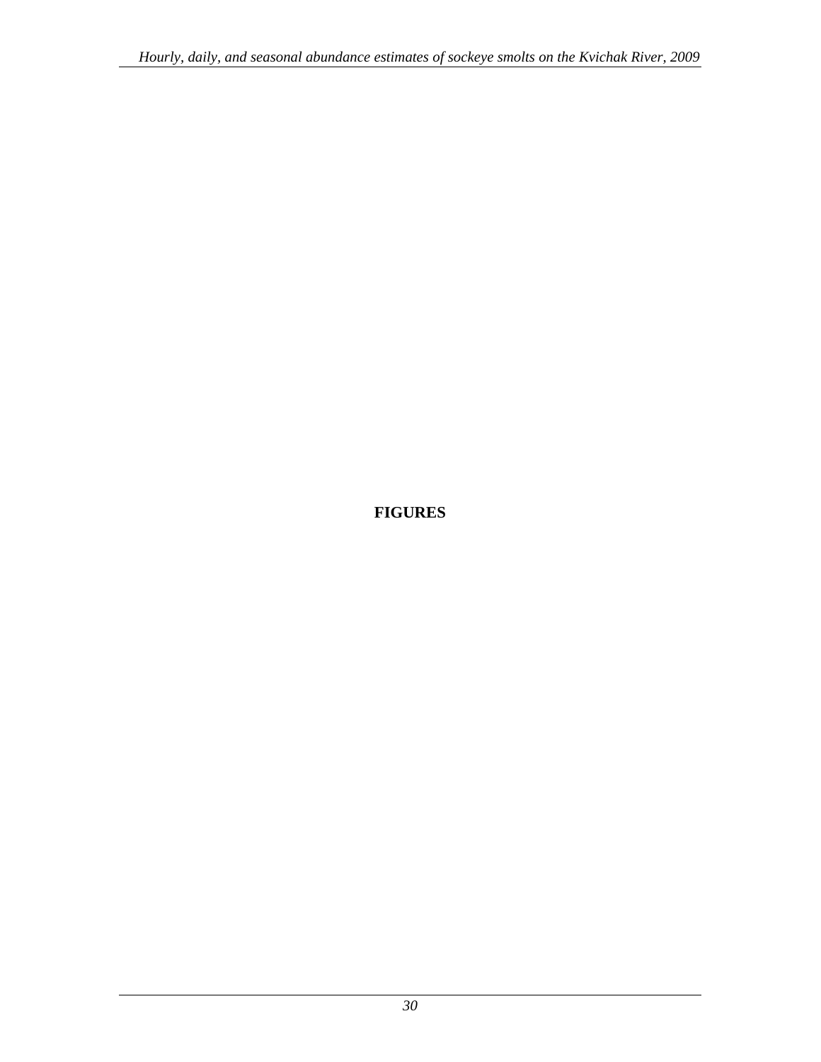# FIGURES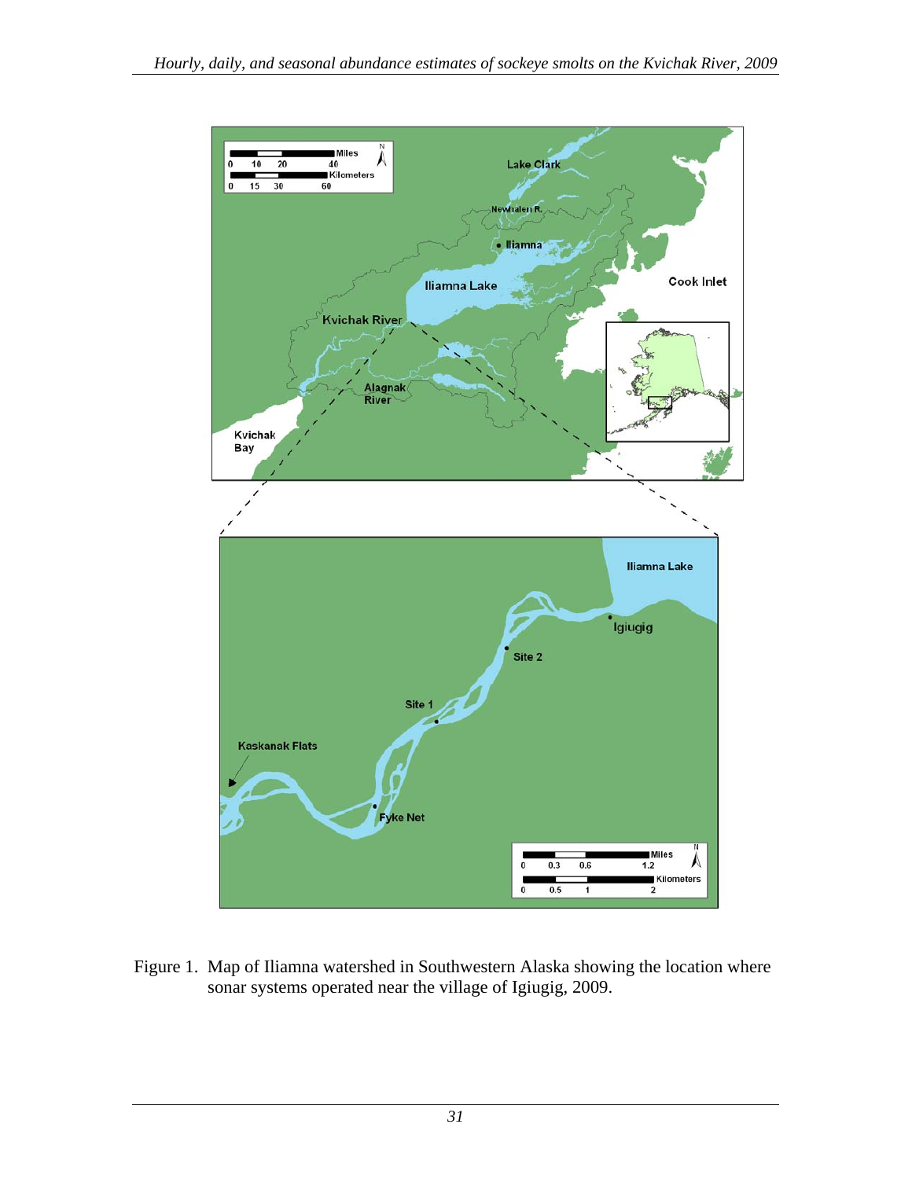Figure 1. Map of Iliamna watershed in Southwestern Alaska showing the location where sonar systems operated near the village of Igiugig, 2009.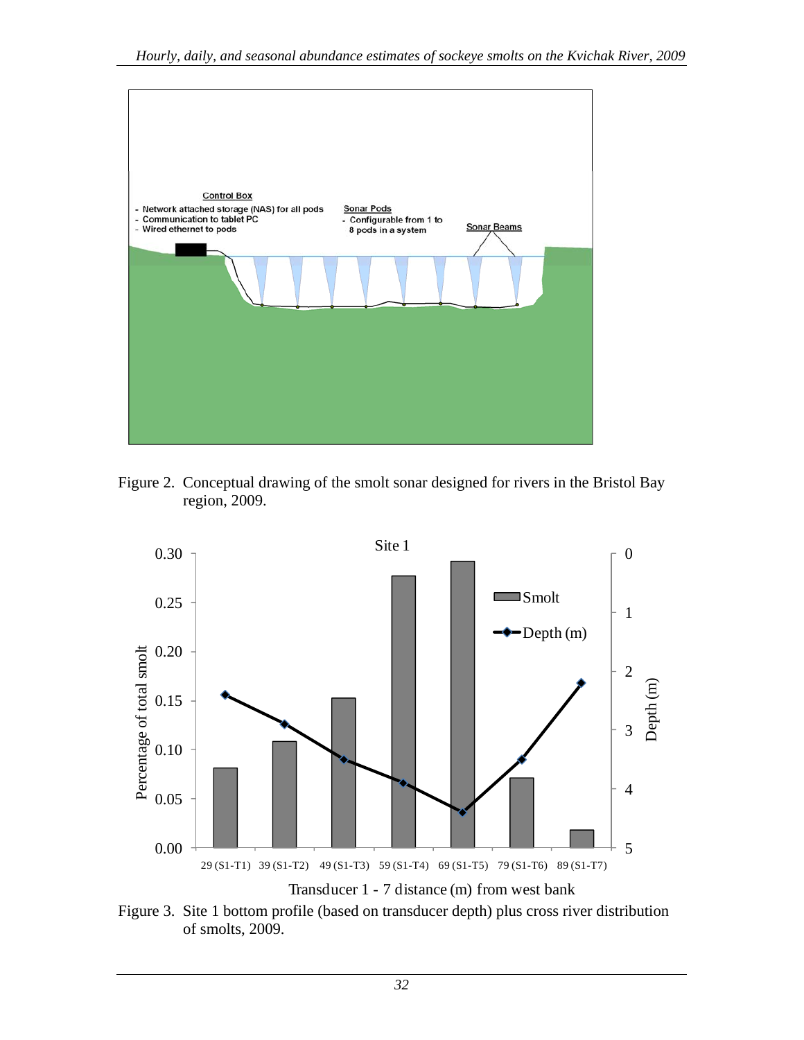Figure 2. Conceptual drawing of the smolt sonar designed for rivers in the Bristol Bay region, 2009.

Figure 3. Site 1 bottom profile (based on transducer depth) plus cross river distribution of smolts, 2009.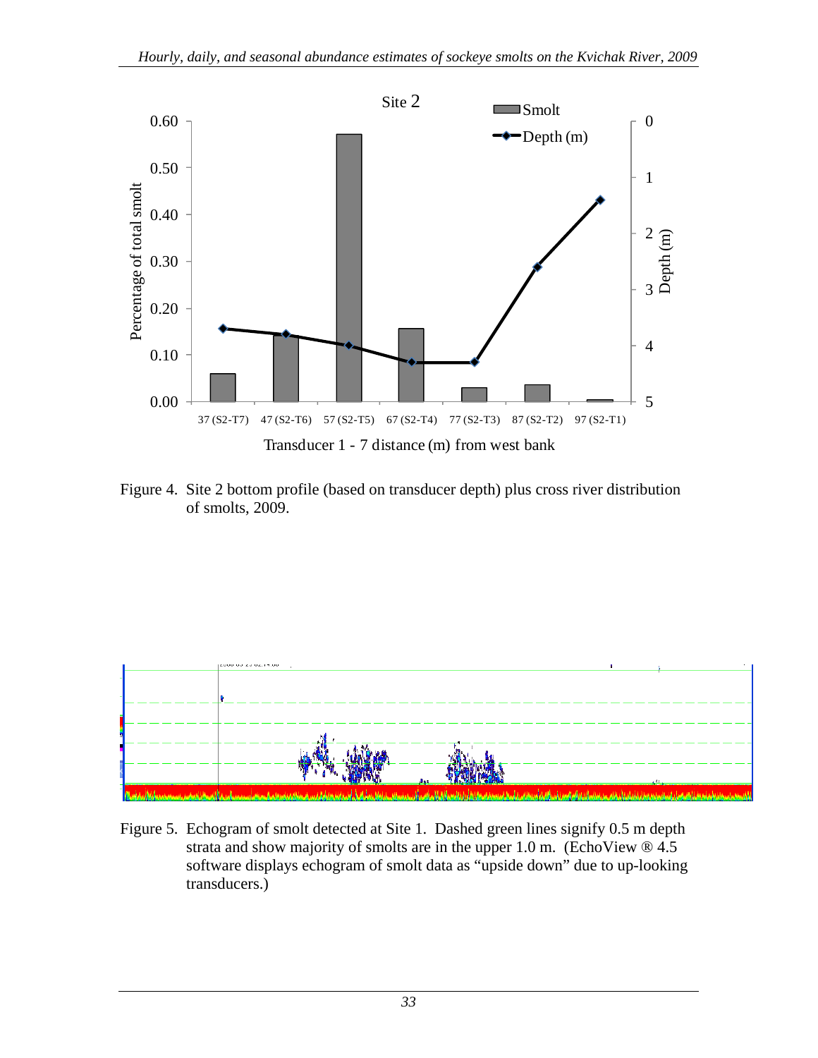Figure 4. Site 2 bottom profile (based on transducer depth) plus cross river distribution of smolts, 2009.

Figure 5. Echogram of smolt detected at Site 1. Dashed green lines signify 0.5 m depth strata and show majority of smolts are in the upper 1.0 m. (EchoView ® 4.5 software displays echogram of smolt data as "upside down" due to up-looking transducers.)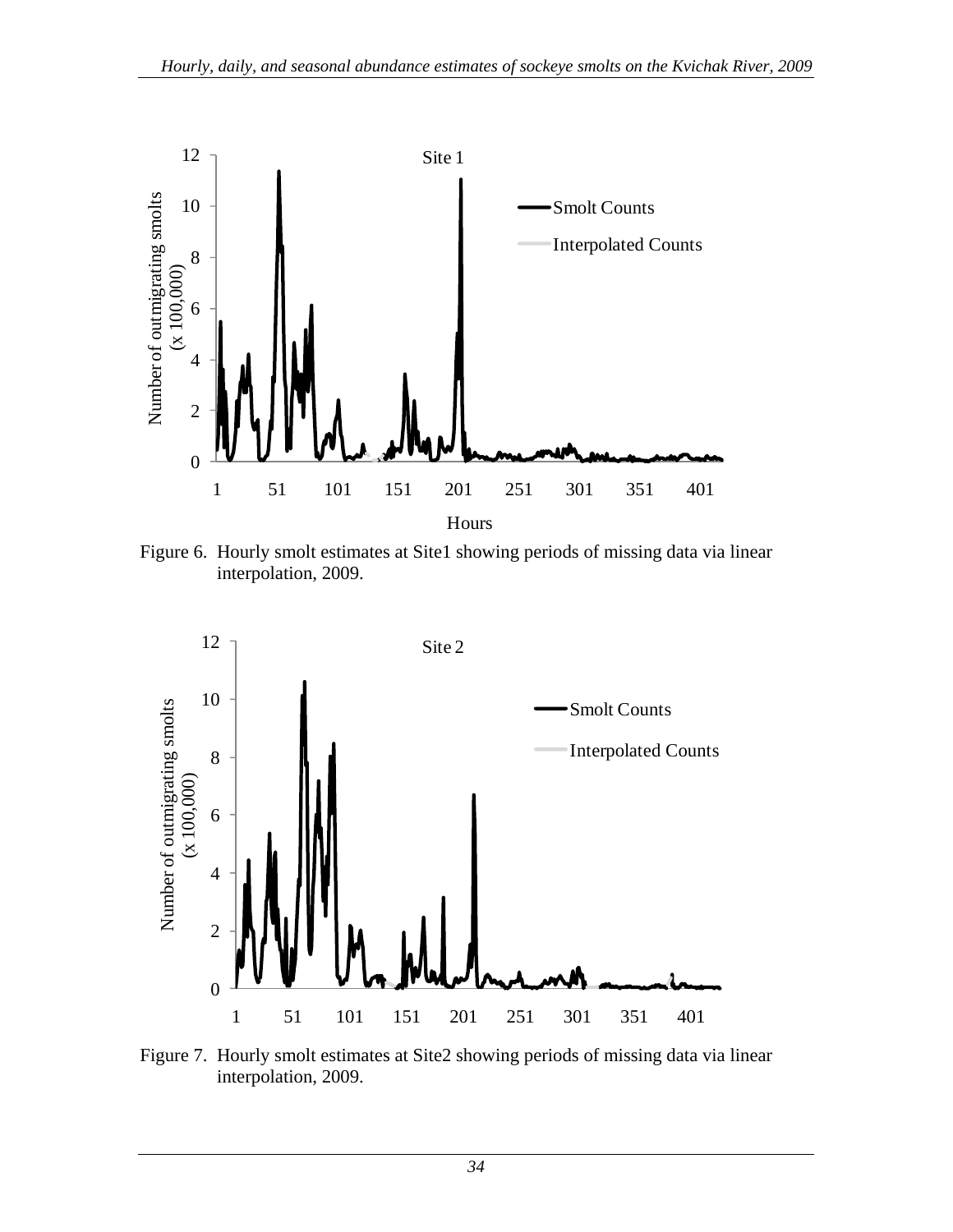Figure 6. Hourly smolt estimates at Site1 showing periods of missing data via linear interpolation, 2009.

Figure 7. Hourly smolt estimates at Site2 showing periods of missing data via linear interpolation, 2009.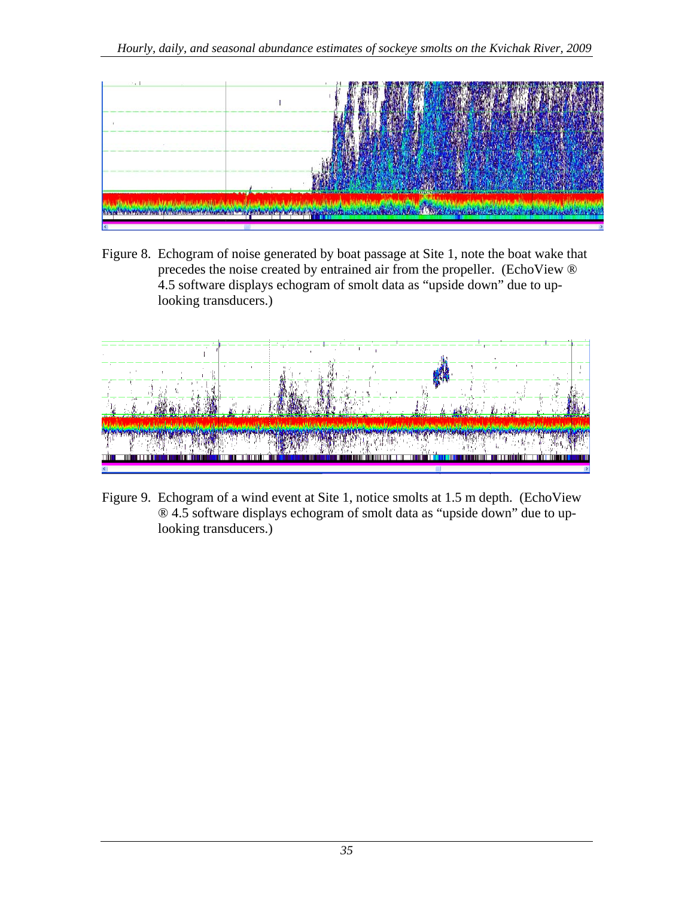Figure 8. Echogram of noise generated by boat passage at Site 1, note the boat wake that precedes the noise created by entrained air from the propeller. (EchoView ® 4.5 software displays echogram of smolt data as "upside down" due to up-looking transducers.)

Figure 9. Echogram of a wind event at Site 1, notice smolts at 1.5 m depth. (EchoView ® 4.5 software displays echogram of smolt data as "upside down" due to up-looking transducers.)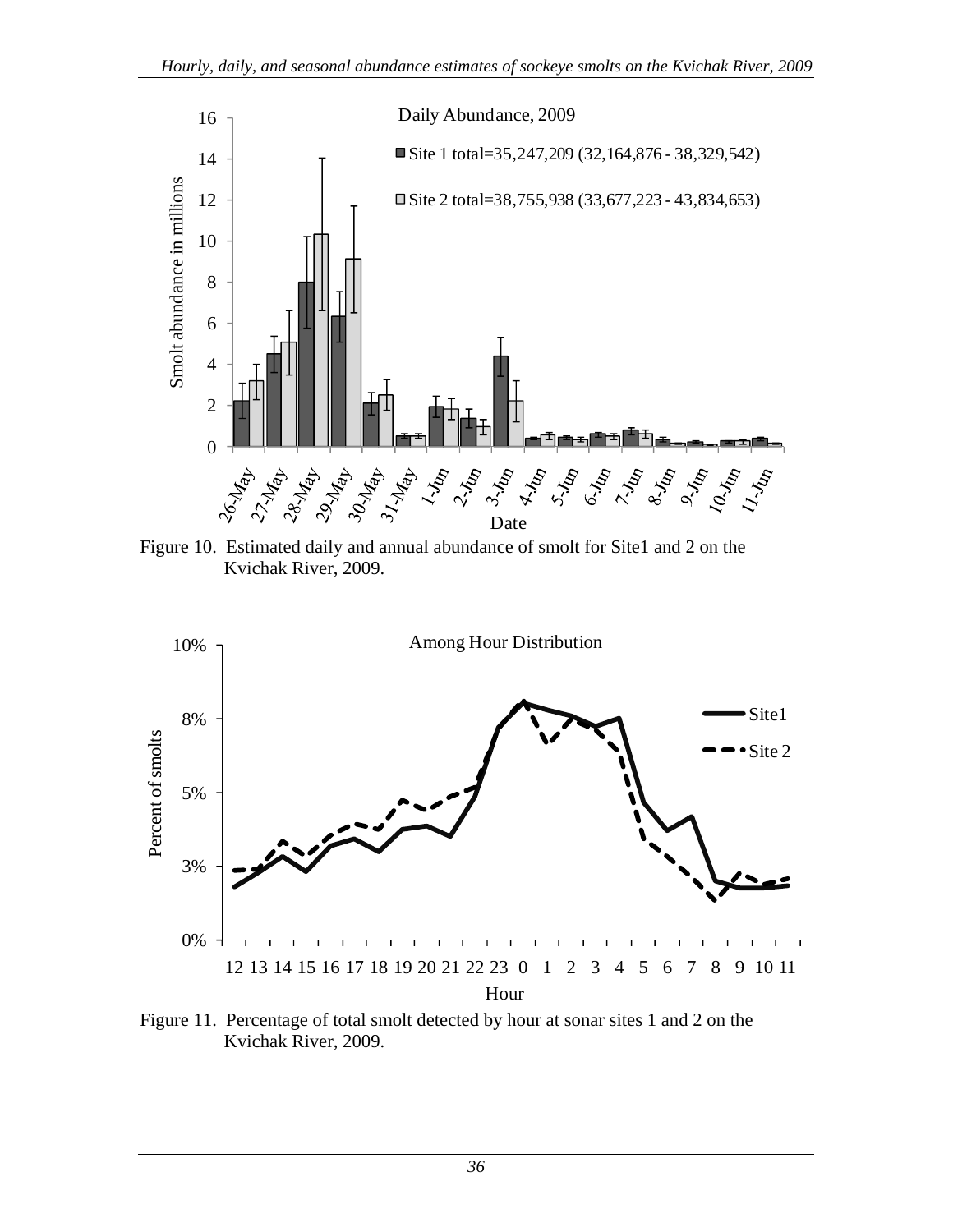Figure 10. Estimated daily and annual abundance of smolt for Site1 and 2 on the Kvichak River, 2009.

Figure 11. Percentage of total smolt detected by hour at sonar sites 1 and 2 on the Kvichak River, 2009.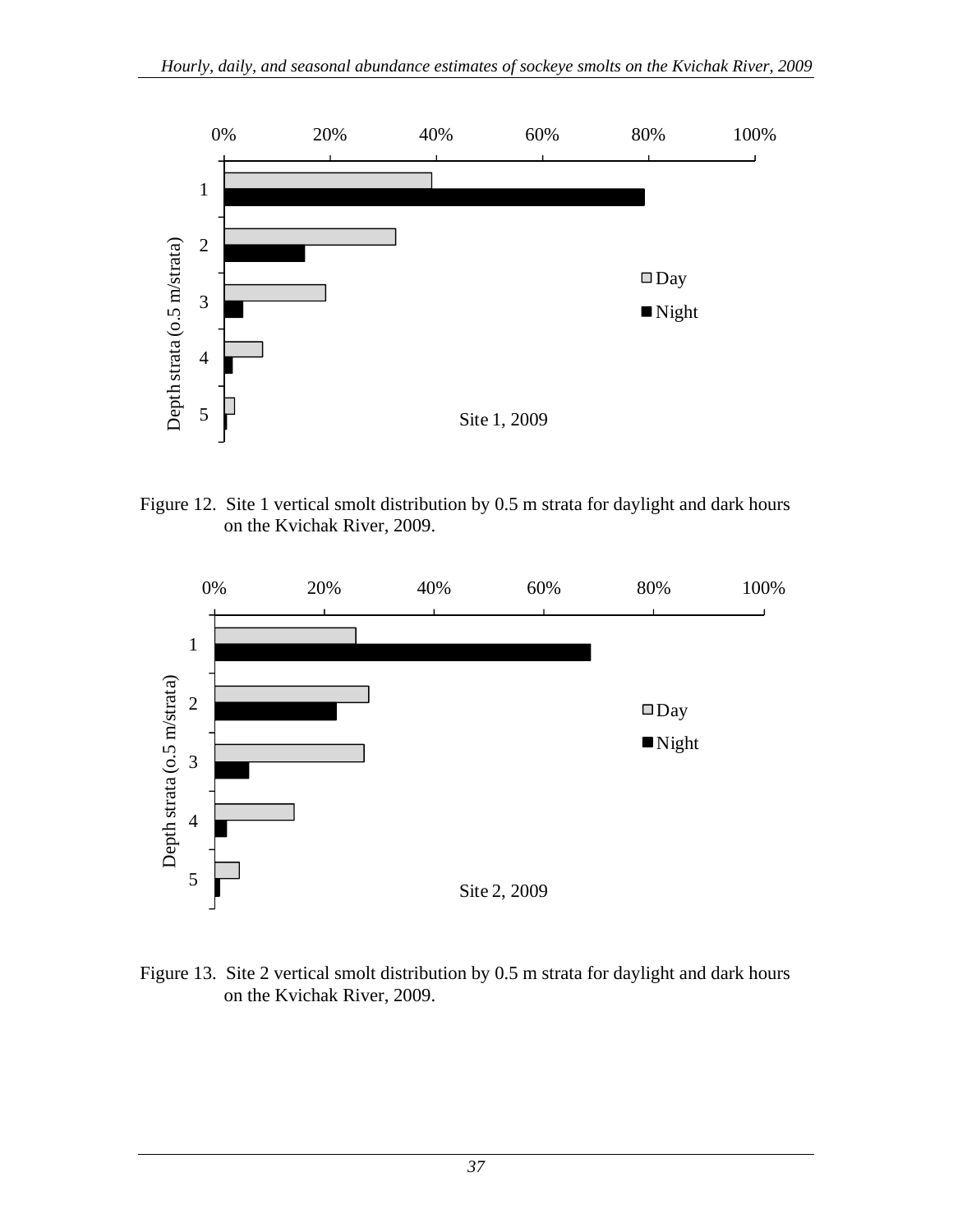Figure 12. Site 1 vertical smolt distribution by 0.5 m strata for daylight and dark hours on the Kvichak River, 2009.

Figure 13. Site 2 vertical smolt distribution by 0.5 m strata for daylight and dark hours on the Kvichak River, 2009.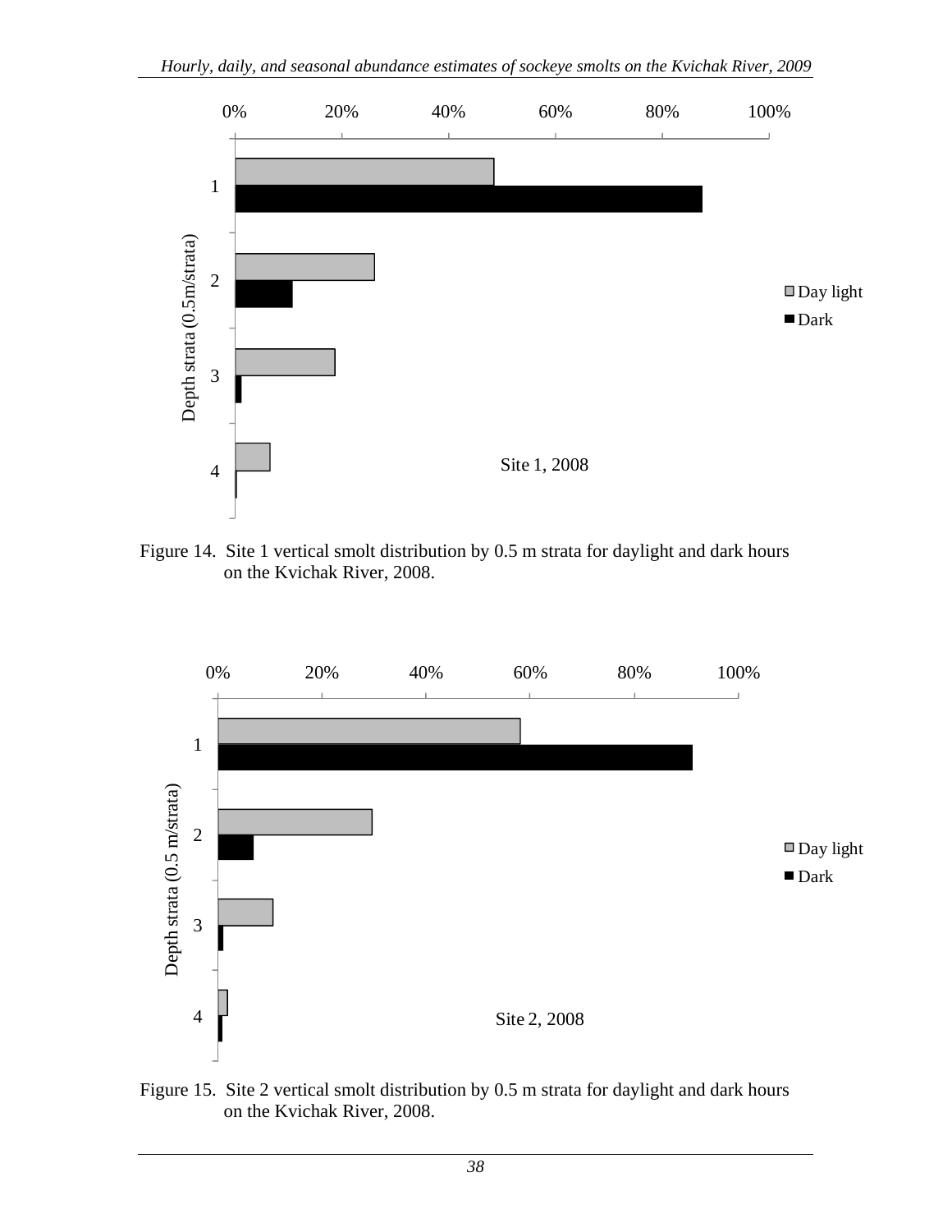Figure 14. Site 1 vertical smolt distribution by 0.5 m strata for daylight and dark hours on the Kvichak River, 2008.

Figure 15. Site 2 vertical smolt distribution by 0.5 m strata for daylight and dark hours on the Kvichak River, 2008.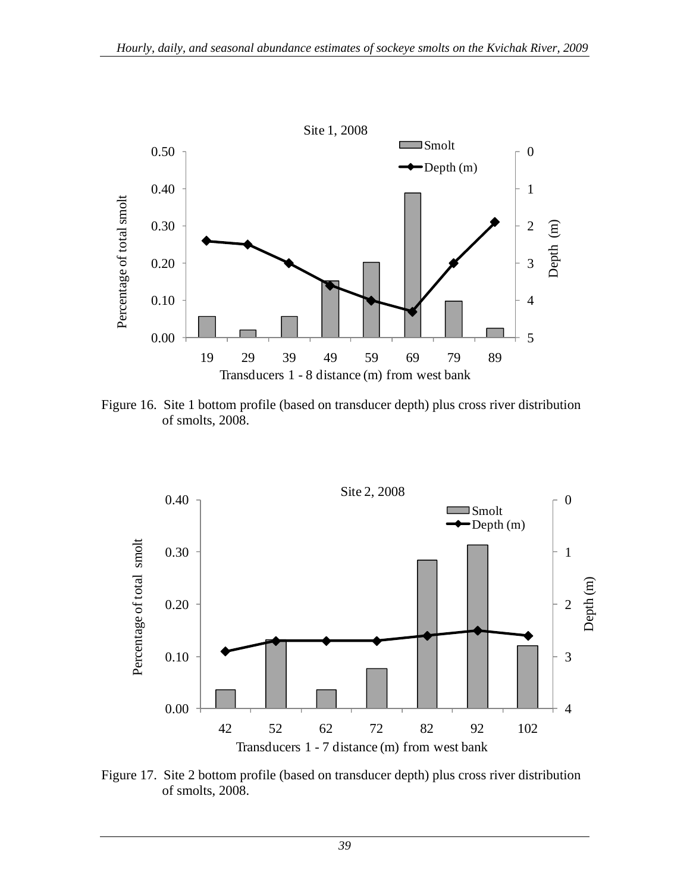Figure 16. Site 1 bottom profile (based on transducer depth) plus cross river distribution of smolts, 2008.

Figure 17. Site 2 bottom profile (based on transducer depth) plus cross river distribution of smolts, 2008.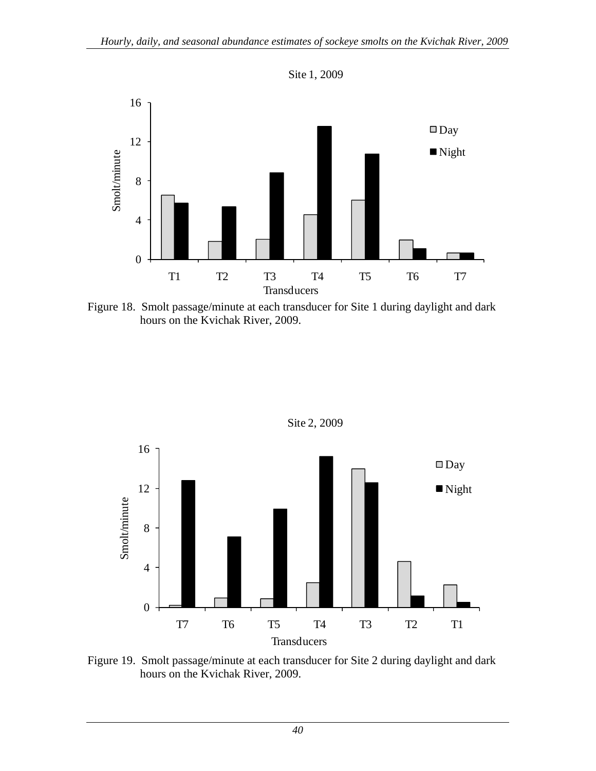Site 1, 2009

Figure 18. Smolt passage/minute at each transducer for Site 1 during daylight and dark hours on the Kvichak River, 2009.

Site 2, 2009

Figure 19. Smolt passage/minute at each transducer for Site 2 during daylight and dark hours on the Kvichak River, 2009.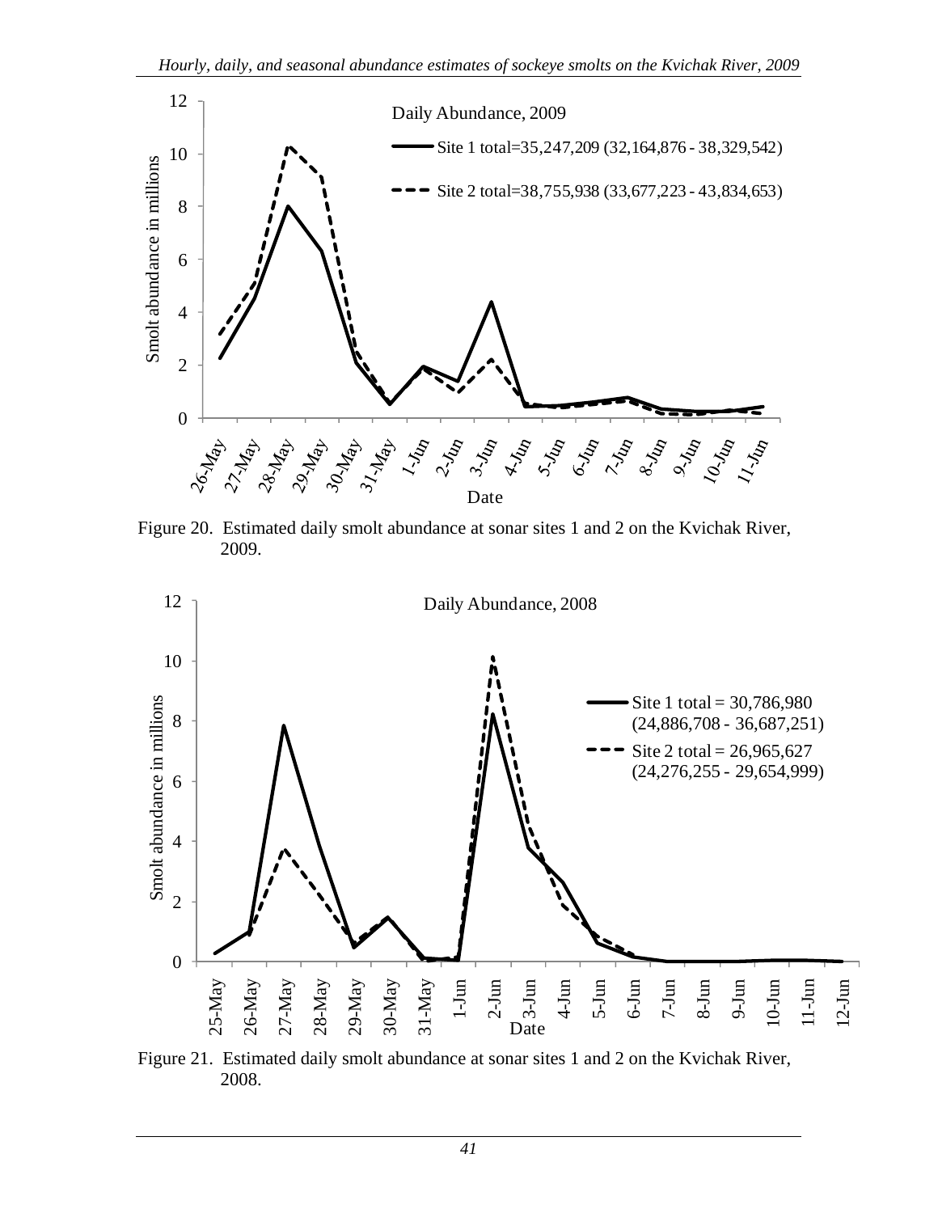Figure 20. Estimated daily smolt abundance at sonar sites 1 and 2 on the Kvichak River, 2009.

Figure 21. Estimated daily smolt abundance at sonar sites 1 and 2 on the Kvichak River, 2008.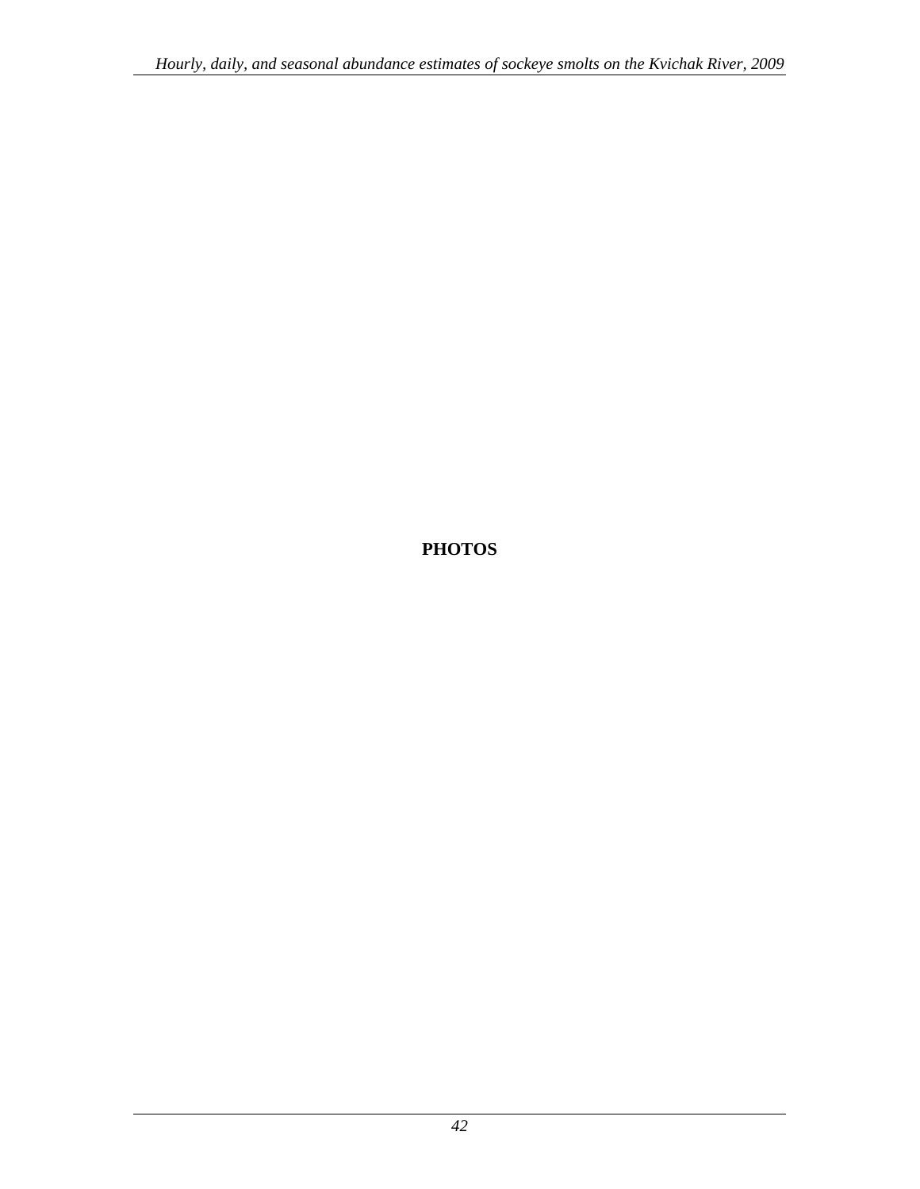# PHOTOS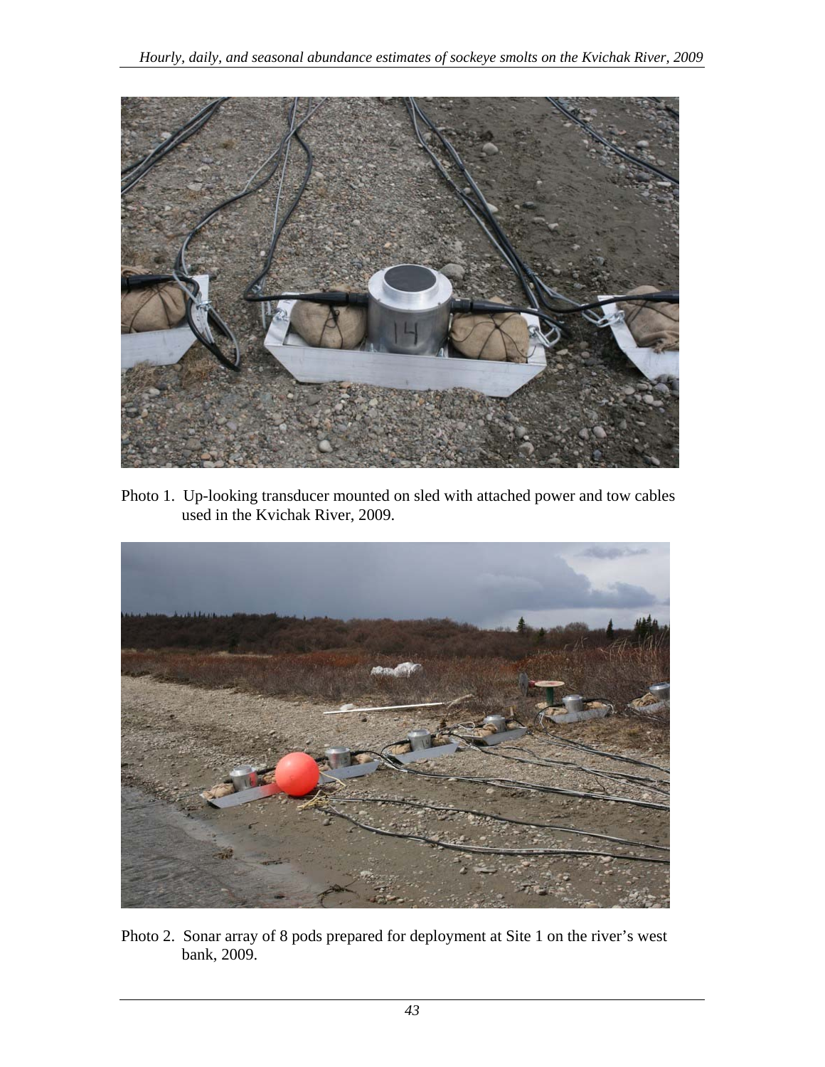Photo 1. Up-looking transducer mounted on sled with attached power and tow cables used in the Kvichak River, 2009.

Photo 2. Sonar array of 8 pods prepared for deployment at Site 1 on the river's west bank, 2009.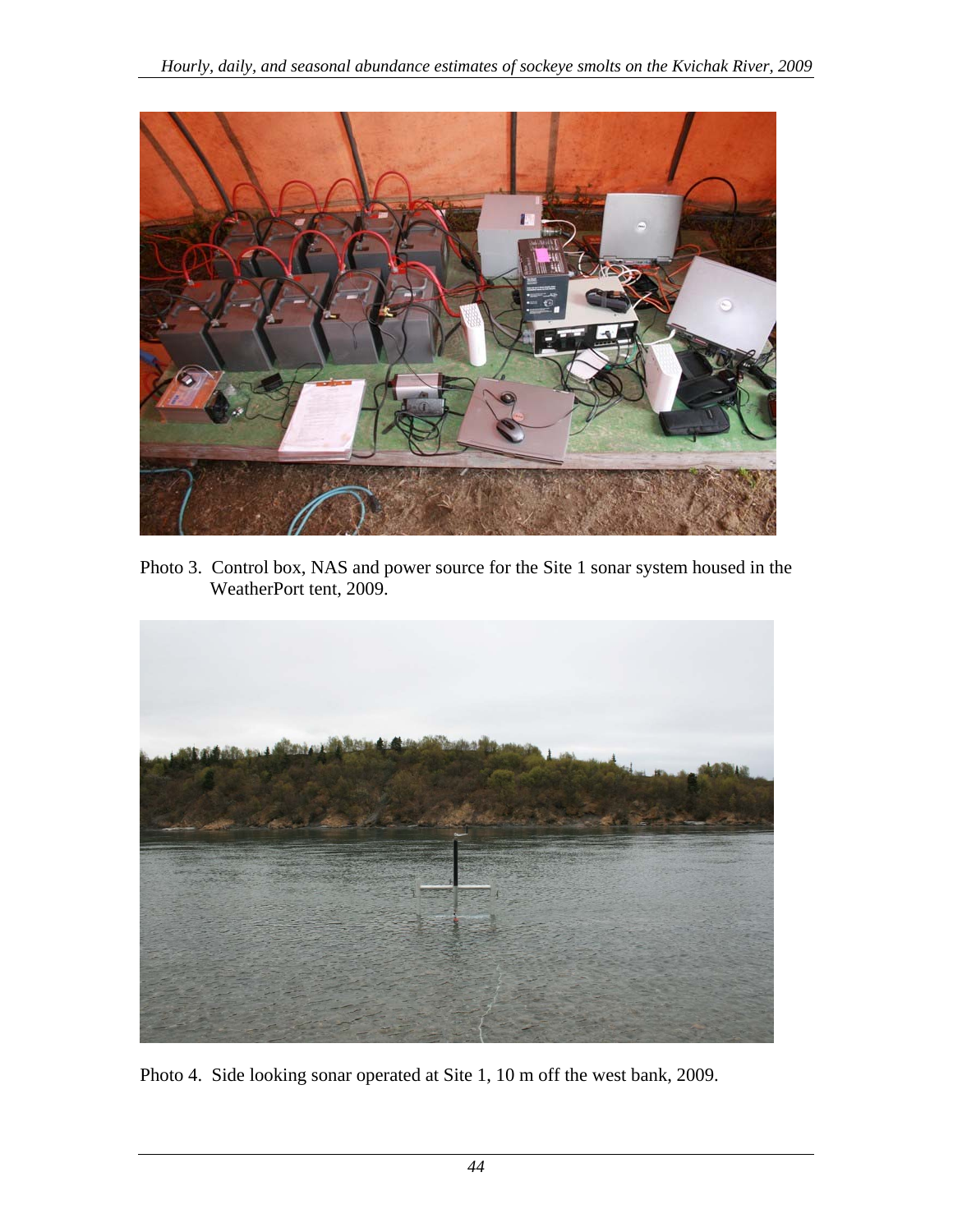Photo 3. Control box, NAS and power source for the Site 1 sonar system housed in the WeatherPort tent, 2009.

Photo 4. Side looking sonar operated at Site 1, 10 m off the west bank, 2009.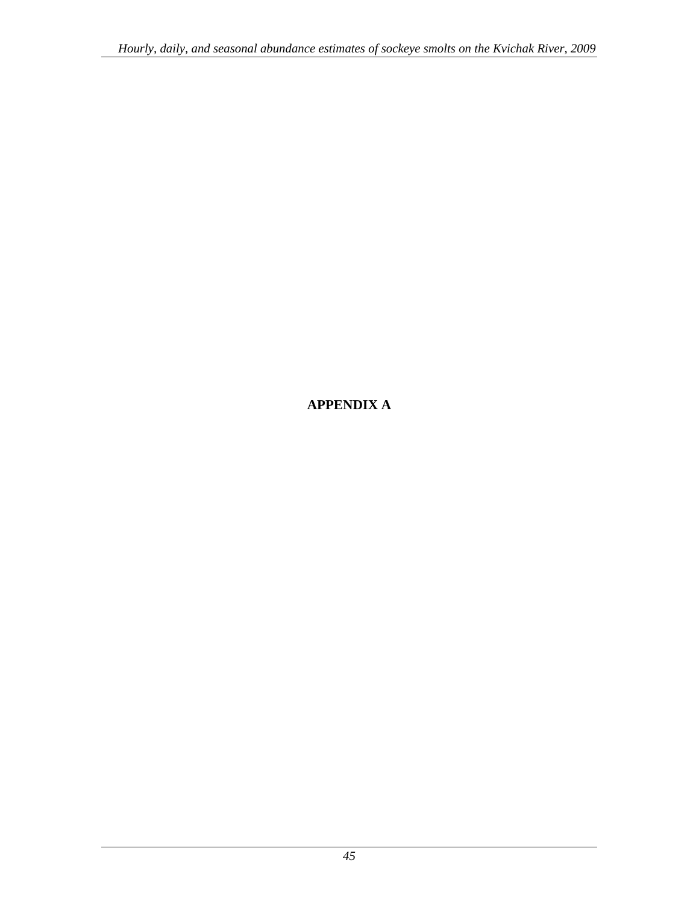# APPENDIX A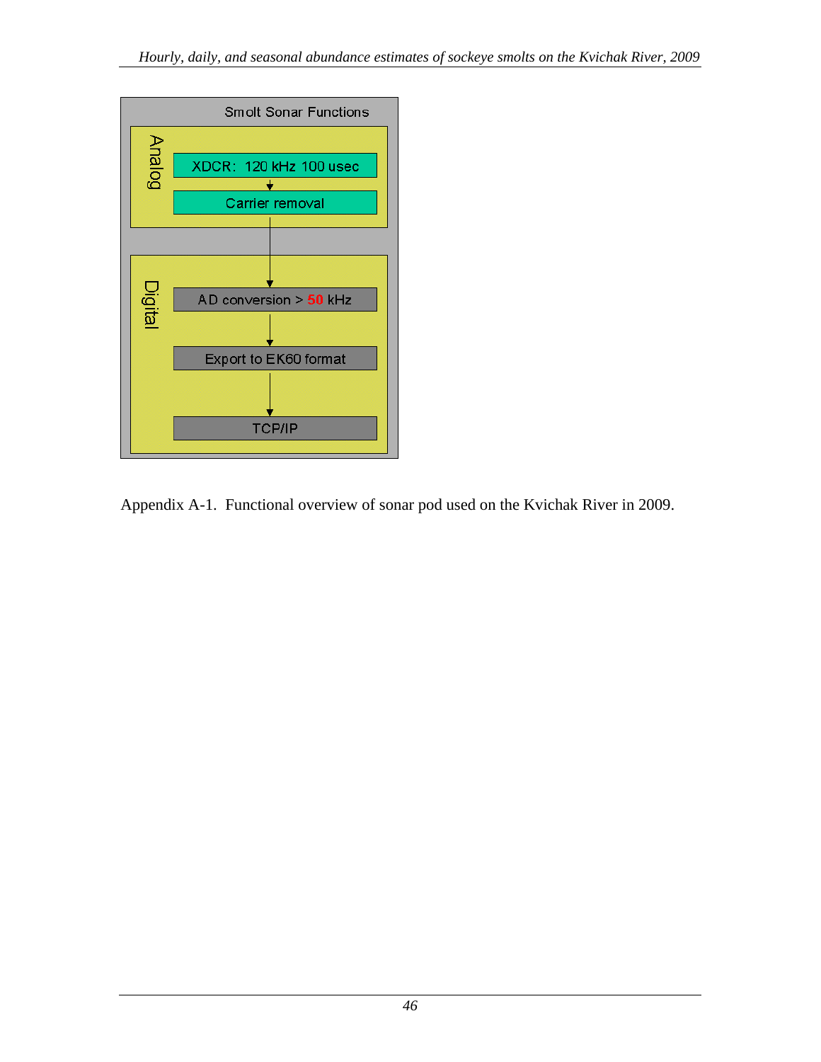Smolt Sonar Functions

Analog

XDCR: 120 kHz 100 usec

Carrier removal

Digital

AD conversion > 50 kHz

Export to EK60 format

TCP/IP

Appendix A-1. Functional overview of sonar pod used on the Kvichak River in 2009.